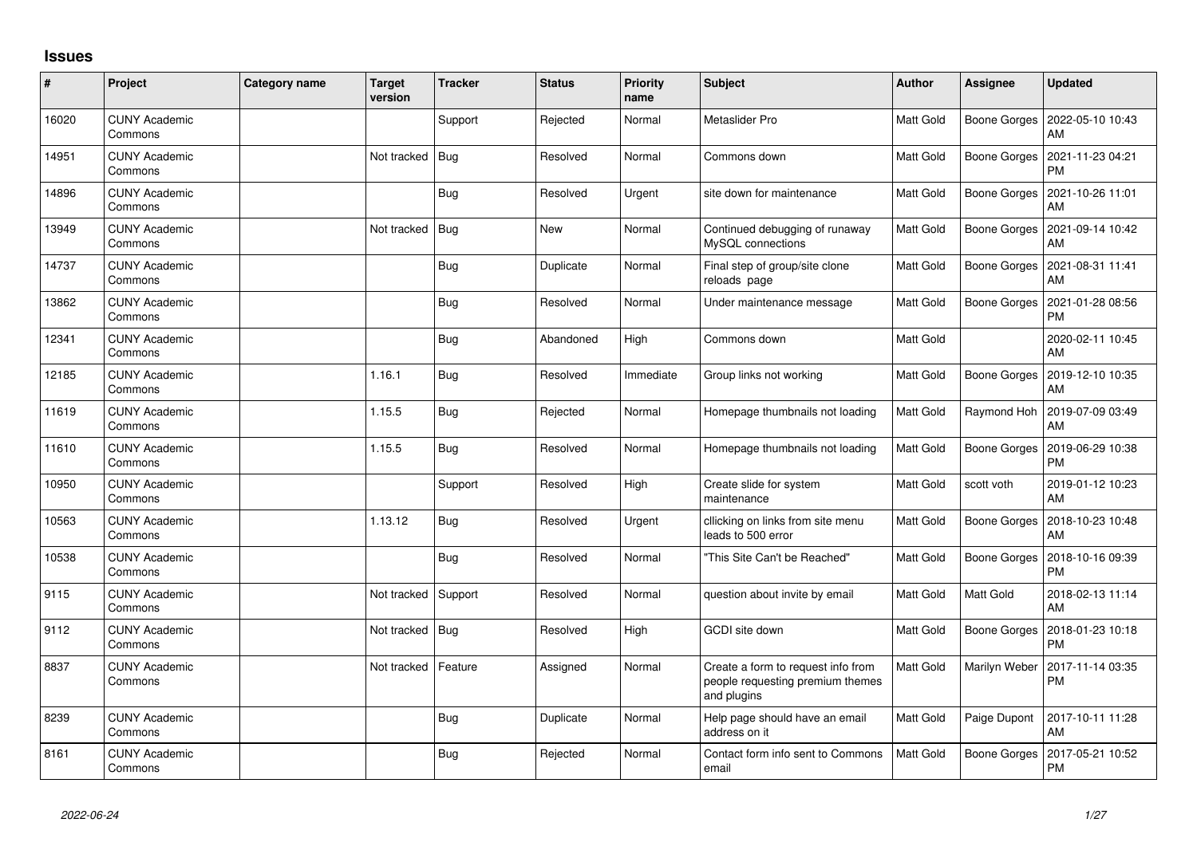# Issues

| # | Project | Category name | Target version | Tracker | Status | Priority name | Subject | Author | Assignee | Updated |
|---|---|---|---|---|---|---|---|---|---|---|
| 16020 | CUNY Academic Commons | | | Support | Rejected | Normal | Metaslider Pro | Matt Gold | Boone Gorges | 2022-05-10 10:43 AM |
| 14951 | CUNY Academic Commons | | Not tracked | Bug | Resolved | Normal | Commons down | Matt Gold | Boone Gorges | 2021-11-23 04:21 PM |
| 14896 | CUNY Academic Commons | | | Bug | Resolved | Urgent | site down for maintenance | Matt Gold | Boone Gorges | 2021-10-26 11:01 AM |
| 13949 | CUNY Academic Commons | | Not tracked | Bug | New | Normal | Continued debugging of runaway MySQL connections | Matt Gold | Boone Gorges | 2021-09-14 10:42 AM |
| 14737 | CUNY Academic Commons | | | Bug | Duplicate | Normal | Final step of group/site clone reloads page | Matt Gold | Boone Gorges | 2021-08-31 11:41 AM |
| 13862 | CUNY Academic Commons | | | Bug | Resolved | Normal | Under maintenance message | Matt Gold | Boone Gorges | 2021-01-28 08:56 PM |
| 12341 | CUNY Academic Commons | | | Bug | Abandoned | High | Commons down | Matt Gold | | 2020-02-11 10:45 AM |
| 12185 | CUNY Academic Commons | | 1.16.1 | Bug | Resolved | Immediate | Group links not working | Matt Gold | Boone Gorges | 2019-12-10 10:35 AM |
| 11619 | CUNY Academic Commons | | 1.15.5 | Bug | Rejected | Normal | Homepage thumbnails not loading | Matt Gold | Raymond Hoh | 2019-07-09 03:49 AM |
| 11610 | CUNY Academic Commons | | 1.15.5 | Bug | Resolved | Normal | Homepage thumbnails not loading | Matt Gold | Boone Gorges | 2019-06-29 10:38 PM |
| 10950 | CUNY Academic Commons | | | Support | Resolved | High | Create slide for system maintenance | Matt Gold | scott voth | 2019-01-12 10:23 AM |
| 10563 | CUNY Academic Commons | | 1.13.12 | Bug | Resolved | Urgent | cllicking on links from site menu leads to 500 error | Matt Gold | Boone Gorges | 2018-10-23 10:48 AM |
| 10538 | CUNY Academic Commons | | | Bug | Resolved | Normal | "This Site Can't be Reached" | Matt Gold | Boone Gorges | 2018-10-16 09:39 PM |
| 9115 | CUNY Academic Commons | | Not tracked | Support | Resolved | Normal | question about invite by email | Matt Gold | Matt Gold | 2018-02-13 11:14 AM |
| 9112 | CUNY Academic Commons | | Not tracked | Bug | Resolved | High | GCDI site down | Matt Gold | Boone Gorges | 2018-01-23 10:18 PM |
| 8837 | CUNY Academic Commons | | Not tracked | Feature | Assigned | Normal | Create a form to request info from people requesting premium themes and plugins | Matt Gold | Marilyn Weber | 2017-11-14 03:35 PM |
| 8239 | CUNY Academic Commons | | | Bug | Duplicate | Normal | Help page should have an email address on it | Matt Gold | Paige Dupont | 2017-10-11 11:28 AM |
| 8161 | CUNY Academic Commons | | | Bug | Rejected | Normal | Contact form info sent to Commons email | Matt Gold | Boone Gorges | 2017-05-21 10:52 PM |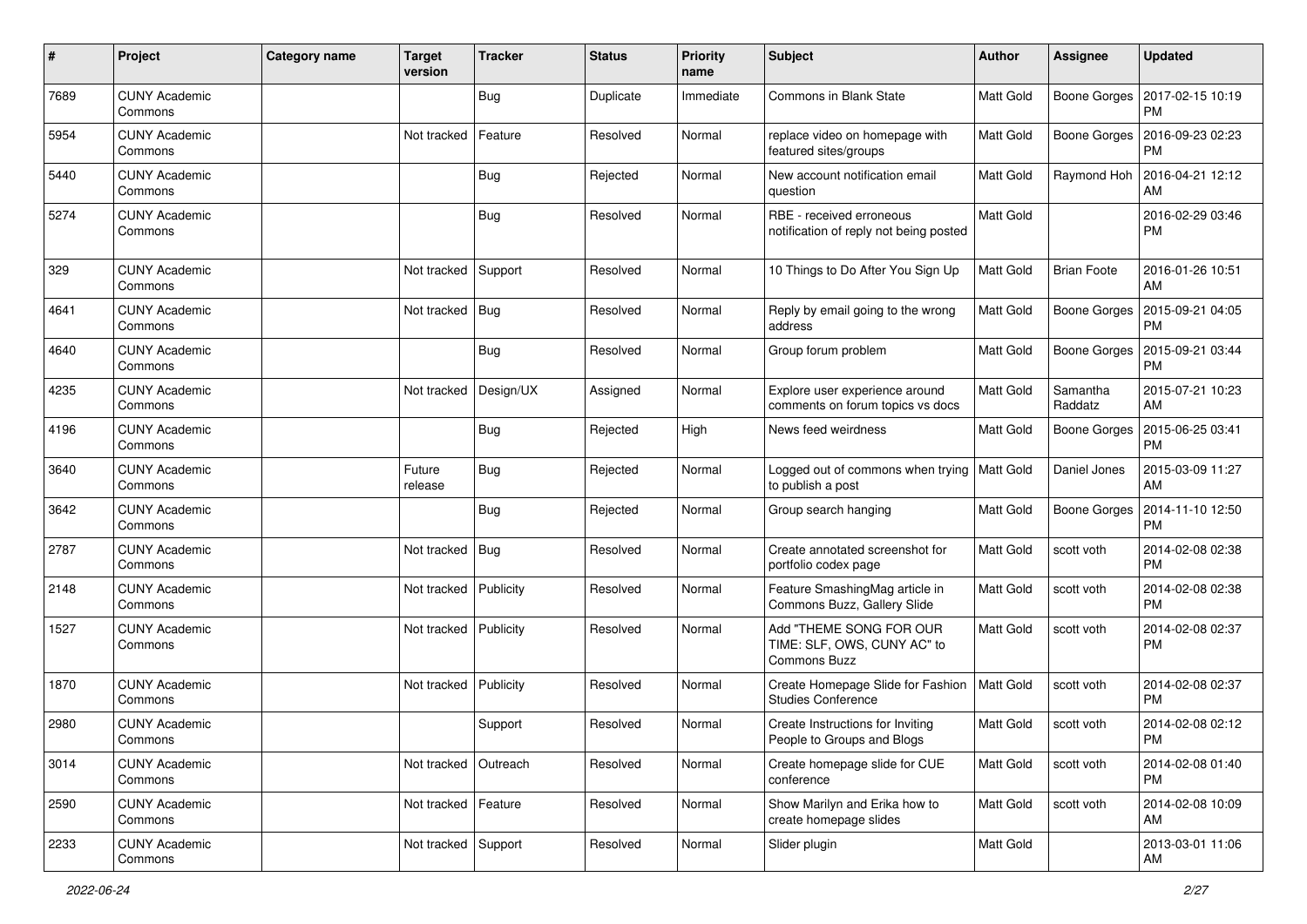| # | Project | Category name | Target version | Tracker | Status | Priority name | Subject | Author | Assignee | Updated |
|---|---|---|---|---|---|---|---|---|---|---|
| 7689 | CUNY Academic Commons | | | Bug | Duplicate | Immediate | Commons in Blank State | Matt Gold | Boone Gorges | 2017-02-15 10:19 PM |
| 5954 | CUNY Academic Commons | | Not tracked | Feature | Resolved | Normal | replace video on homepage with featured sites/groups | Matt Gold | Boone Gorges | 2016-09-23 02:23 PM |
| 5440 | CUNY Academic Commons | | | Bug | Rejected | Normal | New account notification email question | Matt Gold | Raymond Hoh | 2016-04-21 12:12 AM |
| 5274 | CUNY Academic Commons | | | Bug | Resolved | Normal | RBE - received erroneous notification of reply not being posted | Matt Gold | | 2016-02-29 03:46 PM |
| 329 | CUNY Academic Commons | | Not tracked | Support | Resolved | Normal | 10 Things to Do After You Sign Up | Matt Gold | Brian Foote | 2016-01-26 10:51 AM |
| 4641 | CUNY Academic Commons | | Not tracked | Bug | Resolved | Normal | Reply by email going to the wrong address | Matt Gold | Boone Gorges | 2015-09-21 04:05 PM |
| 4640 | CUNY Academic Commons | | | Bug | Resolved | Normal | Group forum problem | Matt Gold | Boone Gorges | 2015-09-21 03:44 PM |
| 4235 | CUNY Academic Commons | | Not tracked | Design/UX | Assigned | Normal | Explore user experience around comments on forum topics vs docs | Matt Gold | Samantha Raddatz | 2015-07-21 10:23 AM |
| 4196 | CUNY Academic Commons | | | Bug | Rejected | High | News feed weirdness | Matt Gold | Boone Gorges | 2015-06-25 03:41 PM |
| 3640 | CUNY Academic Commons | | Future release | Bug | Rejected | Normal | Logged out of commons when trying to publish a post | Matt Gold | Daniel Jones | 2015-03-09 11:27 AM |
| 3642 | CUNY Academic Commons | | | Bug | Rejected | Normal | Group search hanging | Matt Gold | Boone Gorges | 2014-11-10 12:50 PM |
| 2787 | CUNY Academic Commons | | Not tracked | Bug | Resolved | Normal | Create annotated screenshot for portfolio codex page | Matt Gold | scott voth | 2014-02-08 02:38 PM |
| 2148 | CUNY Academic Commons | | Not tracked | Publicity | Resolved | Normal | Feature SmashingMag article in Commons Buzz, Gallery Slide | Matt Gold | scott voth | 2014-02-08 02:38 PM |
| 1527 | CUNY Academic Commons | | Not tracked | Publicity | Resolved | Normal | Add "THEME SONG FOR OUR TIME: SLF, OWS, CUNY AC" to Commons Buzz | Matt Gold | scott voth | 2014-02-08 02:37 PM |
| 1870 | CUNY Academic Commons | | Not tracked | Publicity | Resolved | Normal | Create Homepage Slide for Fashion Studies Conference | Matt Gold | scott voth | 2014-02-08 02:37 PM |
| 2980 | CUNY Academic Commons | | | Support | Resolved | Normal | Create Instructions for Inviting People to Groups and Blogs | Matt Gold | scott voth | 2014-02-08 02:12 PM |
| 3014 | CUNY Academic Commons | | Not tracked | Outreach | Resolved | Normal | Create homepage slide for CUE conference | Matt Gold | scott voth | 2014-02-08 01:40 PM |
| 2590 | CUNY Academic Commons | | Not tracked | Feature | Resolved | Normal | Show Marilyn and Erika how to create homepage slides | Matt Gold | scott voth | 2014-02-08 10:09 AM |
| 2233 | CUNY Academic Commons | | Not tracked | Support | Resolved | Normal | Slider plugin | Matt Gold | | 2013-03-01 11:06 AM |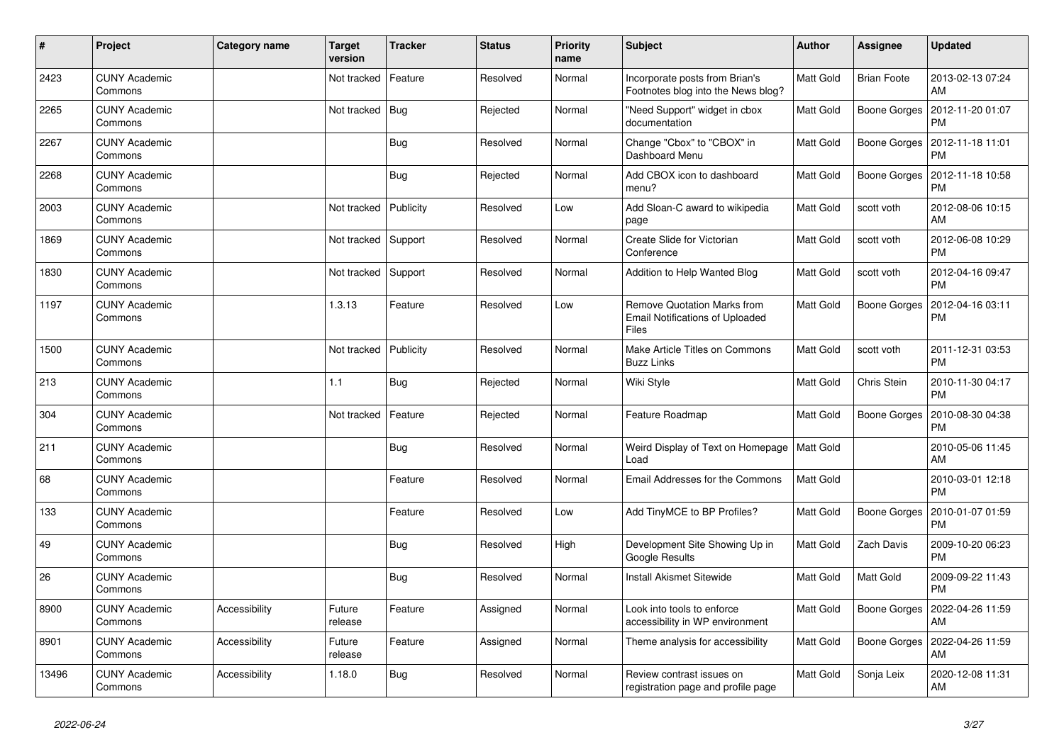| # | Project | Category name | Target version | Tracker | Status | Priority name | Subject | Author | Assignee | Updated |
|---|---|---|---|---|---|---|---|---|---|---|
| 2423 | CUNY Academic Commons | | Not tracked | Feature | Resolved | Normal | Incorporate posts from Brian's Footnotes blog into the News blog? | Matt Gold | Brian Foote | 2013-02-13 07:24 AM |
| 2265 | CUNY Academic Commons | | Not tracked | Bug | Rejected | Normal | "Need Support" widget in cbox documentation | Matt Gold | Boone Gorges | 2012-11-20 01:07 PM |
| 2267 | CUNY Academic Commons | | | Bug | Resolved | Normal | Change "Cbox" to "CBOX" in Dashboard Menu | Matt Gold | Boone Gorges | 2012-11-18 11:01 PM |
| 2268 | CUNY Academic Commons | | | Bug | Rejected | Normal | Add CBOX icon to dashboard menu? | Matt Gold | Boone Gorges | 2012-11-18 10:58 PM |
| 2003 | CUNY Academic Commons | | Not tracked | Publicity | Resolved | Low | Add Sloan-C award to wikipedia page | Matt Gold | scott voth | 2012-08-06 10:15 AM |
| 1869 | CUNY Academic Commons | | Not tracked | Support | Resolved | Normal | Create Slide for Victorian Conference | Matt Gold | scott voth | 2012-06-08 10:29 PM |
| 1830 | CUNY Academic Commons | | Not tracked | Support | Resolved | Normal | Addition to Help Wanted Blog | Matt Gold | scott voth | 2012-04-16 09:47 PM |
| 1197 | CUNY Academic Commons | | 1.3.13 | Feature | Resolved | Low | Remove Quotation Marks from Email Notifications of Uploaded Files | Matt Gold | Boone Gorges | 2012-04-16 03:11 PM |
| 1500 | CUNY Academic Commons | | Not tracked | Publicity | Resolved | Normal | Make Article Titles on Commons Buzz Links | Matt Gold | scott voth | 2011-12-31 03:53 PM |
| 213 | CUNY Academic Commons | | 1.1 | Bug | Rejected | Normal | Wiki Style | Matt Gold | Chris Stein | 2010-11-30 04:17 PM |
| 304 | CUNY Academic Commons | | Not tracked | Feature | Rejected | Normal | Feature Roadmap | Matt Gold | Boone Gorges | 2010-08-30 04:38 PM |
| 211 | CUNY Academic Commons | | | Bug | Resolved | Normal | Weird Display of Text on Homepage Load | Matt Gold | | 2010-05-06 11:45 AM |
| 68 | CUNY Academic Commons | | | Feature | Resolved | Normal | Email Addresses for the Commons | Matt Gold | | 2010-03-01 12:18 PM |
| 133 | CUNY Academic Commons | | | Feature | Resolved | Low | Add TinyMCE to BP Profiles? | Matt Gold | Boone Gorges | 2010-01-07 01:59 PM |
| 49 | CUNY Academic Commons | | | Bug | Resolved | High | Development Site Showing Up in Google Results | Matt Gold | Zach Davis | 2009-10-20 06:23 PM |
| 26 | CUNY Academic Commons | | | Bug | Resolved | Normal | Install Akismet Sitewide | Matt Gold | Matt Gold | 2009-09-22 11:43 PM |
| 8900 | CUNY Academic Commons | Accessibility | Future release | Feature | Assigned | Normal | Look into tools to enforce accessibility in WP environment | Matt Gold | Boone Gorges | 2022-04-26 11:59 AM |
| 8901 | CUNY Academic Commons | Accessibility | Future release | Feature | Assigned | Normal | Theme analysis for accessibility | Matt Gold | Boone Gorges | 2022-04-26 11:59 AM |
| 13496 | CUNY Academic Commons | Accessibility | 1.18.0 | Bug | Resolved | Normal | Review contrast issues on registration page and profile page | Matt Gold | Sonja Leix | 2020-12-08 11:31 AM |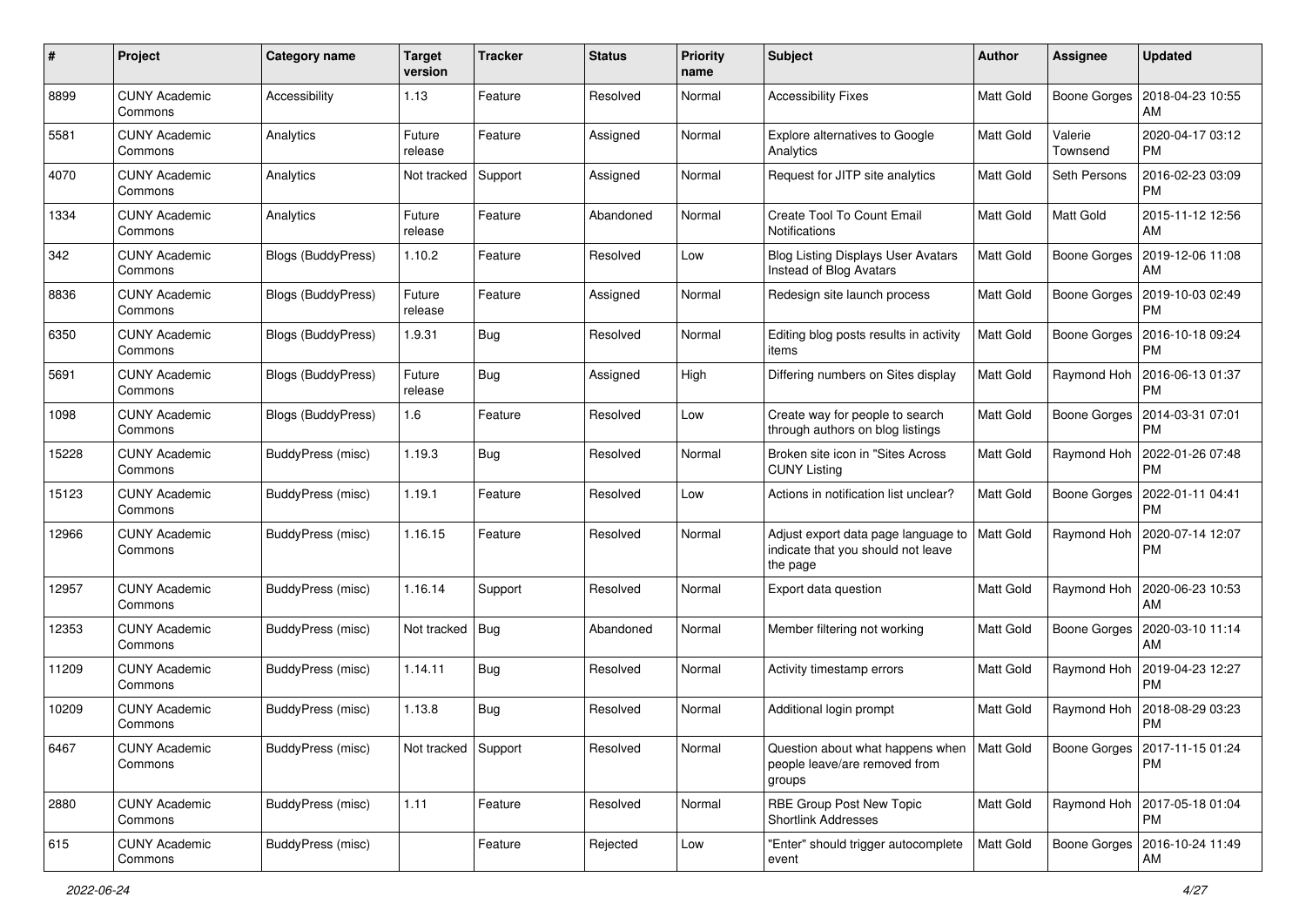| # | Project | Category name | Target version | Tracker | Status | Priority name | Subject | Author | Assignee | Updated |
|---|---|---|---|---|---|---|---|---|---|---|
| 8899 | CUNY Academic Commons | Accessibility | 1.13 | Feature | Resolved | Normal | Accessibility Fixes | Matt Gold | Boone Gorges | 2018-04-23 10:55 AM |
| 5581 | CUNY Academic Commons | Analytics | Future release | Feature | Assigned | Normal | Explore alternatives to Google Analytics | Matt Gold | Valerie Townsend | 2020-04-17 03:12 PM |
| 4070 | CUNY Academic Commons | Analytics | Not tracked | Support | Assigned | Normal | Request for JITP site analytics | Matt Gold | Seth Persons | 2016-02-23 03:09 PM |
| 1334 | CUNY Academic Commons | Analytics | Future release | Feature | Abandoned | Normal | Create Tool To Count Email Notifications | Matt Gold | Matt Gold | 2015-11-12 12:56 AM |
| 342 | CUNY Academic Commons | Blogs (BuddyPress) | 1.10.2 | Feature | Resolved | Low | Blog Listing Displays User Avatars Instead of Blog Avatars | Matt Gold | Boone Gorges | 2019-12-06 11:08 AM |
| 8836 | CUNY Academic Commons | Blogs (BuddyPress) | Future release | Feature | Assigned | Normal | Redesign site launch process | Matt Gold | Boone Gorges | 2019-10-03 02:49 PM |
| 6350 | CUNY Academic Commons | Blogs (BuddyPress) | 1.9.31 | Bug | Resolved | Normal | Editing blog posts results in activity items | Matt Gold | Boone Gorges | 2016-10-18 09:24 PM |
| 5691 | CUNY Academic Commons | Blogs (BuddyPress) | Future release | Bug | Assigned | High | Differing numbers on Sites display | Matt Gold | Raymond Hoh | 2016-06-13 01:37 PM |
| 1098 | CUNY Academic Commons | Blogs (BuddyPress) | 1.6 | Feature | Resolved | Low | Create way for people to search through authors on blog listings | Matt Gold | Boone Gorges | 2014-03-31 07:01 PM |
| 15228 | CUNY Academic Commons | BuddyPress (misc) | 1.19.3 | Bug | Resolved | Normal | Broken site icon in "Sites Across CUNY Listing | Matt Gold | Raymond Hoh | 2022-01-26 07:48 PM |
| 15123 | CUNY Academic Commons | BuddyPress (misc) | 1.19.1 | Feature | Resolved | Low | Actions in notification list unclear? | Matt Gold | Boone Gorges | 2022-01-11 04:41 PM |
| 12966 | CUNY Academic Commons | BuddyPress (misc) | 1.16.15 | Feature | Resolved | Normal | Adjust export data page language to indicate that you should not leave the page | Matt Gold | Raymond Hoh | 2020-07-14 12:07 PM |
| 12957 | CUNY Academic Commons | BuddyPress (misc) | 1.16.14 | Support | Resolved | Normal | Export data question | Matt Gold | Raymond Hoh | 2020-06-23 10:53 AM |
| 12353 | CUNY Academic Commons | BuddyPress (misc) | Not tracked | Bug | Abandoned | Normal | Member filtering not working | Matt Gold | Boone Gorges | 2020-03-10 11:14 AM |
| 11209 | CUNY Academic Commons | BuddyPress (misc) | 1.14.11 | Bug | Resolved | Normal | Activity timestamp errors | Matt Gold | Raymond Hoh | 2019-04-23 12:27 PM |
| 10209 | CUNY Academic Commons | BuddyPress (misc) | 1.13.8 | Bug | Resolved | Normal | Additional login prompt | Matt Gold | Raymond Hoh | 2018-08-29 03:23 PM |
| 6467 | CUNY Academic Commons | BuddyPress (misc) | Not tracked | Support | Resolved | Normal | Question about what happens when people leave/are removed from groups | Matt Gold | Boone Gorges | 2017-11-15 01:24 PM |
| 2880 | CUNY Academic Commons | BuddyPress (misc) | 1.11 | Feature | Resolved | Normal | RBE Group Post New Topic Shortlink Addresses | Matt Gold | Raymond Hoh | 2017-05-18 01:04 PM |
| 615 | CUNY Academic Commons | BuddyPress (misc) | | Feature | Rejected | Low | "Enter" should trigger autocomplete event | Matt Gold | Boone Gorges | 2016-10-24 11:49 AM |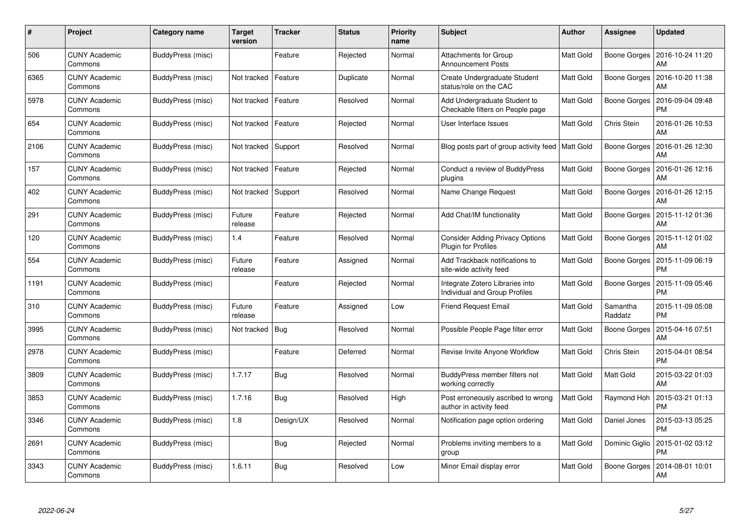| # | Project | Category name | Target version | Tracker | Status | Priority name | Subject | Author | Assignee | Updated |
|---|---|---|---|---|---|---|---|---|---|---|
| 506 | CUNY Academic Commons | BuddyPress (misc) | | Feature | Rejected | Normal | Attachments for Group Announcement Posts | Matt Gold | Boone Gorges | 2016-10-24 11:20 AM |
| 6365 | CUNY Academic Commons | BuddyPress (misc) | Not tracked | Feature | Duplicate | Normal | Create Undergraduate Student status/role on the CAC | Matt Gold | Boone Gorges | 2016-10-20 11:38 AM |
| 5978 | CUNY Academic Commons | BuddyPress (misc) | Not tracked | Feature | Resolved | Normal | Add Undergraduate Student to Checkable filters on People page | Matt Gold | Boone Gorges | 2016-09-04 09:48 PM |
| 654 | CUNY Academic Commons | BuddyPress (misc) | Not tracked | Feature | Rejected | Normal | User Interface Issues | Matt Gold | Chris Stein | 2016-01-26 10:53 AM |
| 2106 | CUNY Academic Commons | BuddyPress (misc) | Not tracked | Support | Resolved | Normal | Blog posts part of group activity feed | Matt Gold | Boone Gorges | 2016-01-26 12:30 AM |
| 157 | CUNY Academic Commons | BuddyPress (misc) | Not tracked | Feature | Rejected | Normal | Conduct a review of BuddyPress plugins | Matt Gold | Boone Gorges | 2016-01-26 12:16 AM |
| 402 | CUNY Academic Commons | BuddyPress (misc) | Not tracked | Support | Resolved | Normal | Name Change Request | Matt Gold | Boone Gorges | 2016-01-26 12:15 AM |
| 291 | CUNY Academic Commons | BuddyPress (misc) | Future release | Feature | Rejected | Normal | Add Chat/IM functionality | Matt Gold | Boone Gorges | 2015-11-12 01:36 AM |
| 120 | CUNY Academic Commons | BuddyPress (misc) | 1.4 | Feature | Resolved | Normal | Consider Adding Privacy Options Plugin for Profiles | Matt Gold | Boone Gorges | 2015-11-12 01:02 AM |
| 554 | CUNY Academic Commons | BuddyPress (misc) | Future release | Feature | Assigned | Normal | Add Trackback notifications to site-wide activity feed | Matt Gold | Boone Gorges | 2015-11-09 06:19 PM |
| 1191 | CUNY Academic Commons | BuddyPress (misc) | | Feature | Rejected | Normal | Integrate Zotero Libraries into Individual and Group Profiles | Matt Gold | Boone Gorges | 2015-11-09 05:46 PM |
| 310 | CUNY Academic Commons | BuddyPress (misc) | Future release | Feature | Assigned | Low | Friend Request Email | Matt Gold | Samantha Raddatz | 2015-11-09 05:08 PM |
| 3995 | CUNY Academic Commons | BuddyPress (misc) | Not tracked | Bug | Resolved | Normal | Possible People Page filter error | Matt Gold | Boone Gorges | 2015-04-16 07:51 AM |
| 2978 | CUNY Academic Commons | BuddyPress (misc) | | Feature | Deferred | Normal | Revise Invite Anyone Workflow | Matt Gold | Chris Stein | 2015-04-01 08:54 PM |
| 3809 | CUNY Academic Commons | BuddyPress (misc) | 1.7.17 | Bug | Resolved | Normal | BuddyPress member filters not working correctly | Matt Gold | Matt Gold | 2015-03-22 01:03 AM |
| 3853 | CUNY Academic Commons | BuddyPress (misc) | 1.7.16 | Bug | Resolved | High | Post erroneously ascribed to wrong author in activity feed | Matt Gold | Raymond Hoh | 2015-03-21 01:13 PM |
| 3346 | CUNY Academic Commons | BuddyPress (misc) | 1.8 | Design/UX | Resolved | Normal | Notification page option ordering | Matt Gold | Daniel Jones | 2015-03-13 05:25 PM |
| 2691 | CUNY Academic Commons | BuddyPress (misc) | | Bug | Rejected | Normal | Problems inviting members to a group | Matt Gold | Dominic Giglio | 2015-01-02 03:12 PM |
| 3343 | CUNY Academic Commons | BuddyPress (misc) | 1.6.11 | Bug | Resolved | Low | Minor Email display error | Matt Gold | Boone Gorges | 2014-08-01 10:01 AM |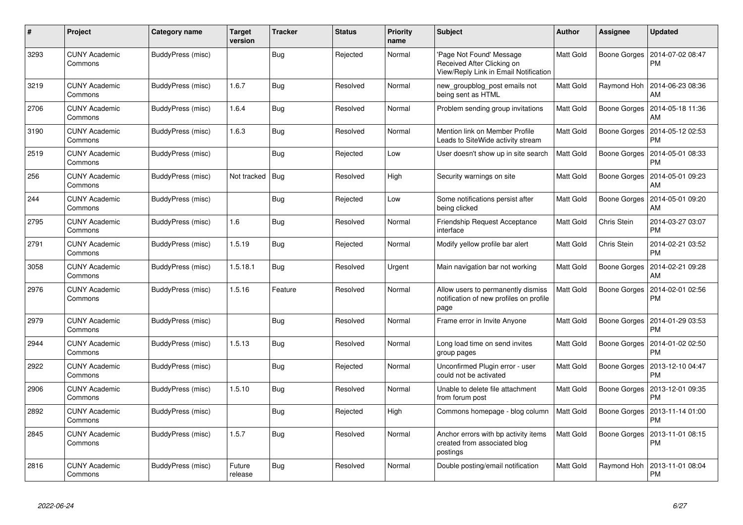| # | Project | Category name | Target version | Tracker | Status | Priority name | Subject | Author | Assignee | Updated |
|---|---|---|---|---|---|---|---|---|---|---|
| 3293 | CUNY Academic Commons | BuddyPress (misc) | | Bug | Rejected | Normal | 'Page Not Found' Message Received After Clicking on View/Reply Link in Email Notification | Matt Gold | Boone Gorges | 2014-07-02 08:47 PM |
| 3219 | CUNY Academic Commons | BuddyPress (misc) | 1.6.7 | Bug | Resolved | Normal | new_groupblog_post emails not being sent as HTML | Matt Gold | Raymond Hoh | 2014-06-23 08:36 AM |
| 2706 | CUNY Academic Commons | BuddyPress (misc) | 1.6.4 | Bug | Resolved | Normal | Problem sending group invitations | Matt Gold | Boone Gorges | 2014-05-18 11:36 AM |
| 3190 | CUNY Academic Commons | BuddyPress (misc) | 1.6.3 | Bug | Resolved | Normal | Mention link on Member Profile Leads to SiteWide activity stream | Matt Gold | Boone Gorges | 2014-05-12 02:53 PM |
| 2519 | CUNY Academic Commons | BuddyPress (misc) | | Bug | Rejected | Low | User doesn't show up in site search | Matt Gold | Boone Gorges | 2014-05-01 08:33 PM |
| 256 | CUNY Academic Commons | BuddyPress (misc) | Not tracked | Bug | Resolved | High | Security warnings on site | Matt Gold | Boone Gorges | 2014-05-01 09:23 AM |
| 244 | CUNY Academic Commons | BuddyPress (misc) | | Bug | Rejected | Low | Some notifications persist after being clicked | Matt Gold | Boone Gorges | 2014-05-01 09:20 AM |
| 2795 | CUNY Academic Commons | BuddyPress (misc) | 1.6 | Bug | Resolved | Normal | Friendship Request Acceptance interface | Matt Gold | Chris Stein | 2014-03-27 03:07 PM |
| 2791 | CUNY Academic Commons | BuddyPress (misc) | 1.5.19 | Bug | Rejected | Normal | Modify yellow profile bar alert | Matt Gold | Chris Stein | 2014-02-21 03:52 PM |
| 3058 | CUNY Academic Commons | BuddyPress (misc) | 1.5.18.1 | Bug | Resolved | Urgent | Main navigation bar not working | Matt Gold | Boone Gorges | 2014-02-21 09:28 AM |
| 2976 | CUNY Academic Commons | BuddyPress (misc) | 1.5.16 | Feature | Resolved | Normal | Allow users to permanently dismiss notification of new profiles on profile page | Matt Gold | Boone Gorges | 2014-02-01 02:56 PM |
| 2979 | CUNY Academic Commons | BuddyPress (misc) | | Bug | Resolved | Normal | Frame error in Invite Anyone | Matt Gold | Boone Gorges | 2014-01-29 03:53 PM |
| 2944 | CUNY Academic Commons | BuddyPress (misc) | 1.5.13 | Bug | Resolved | Normal | Long load time on send invites group pages | Matt Gold | Boone Gorges | 2014-01-02 02:50 PM |
| 2922 | CUNY Academic Commons | BuddyPress (misc) | | Bug | Rejected | Normal | Unconfirmed Plugin error - user could not be activated | Matt Gold | Boone Gorges | 2013-12-10 04:47 PM |
| 2906 | CUNY Academic Commons | BuddyPress (misc) | 1.5.10 | Bug | Resolved | Normal | Unable to delete file attachment from forum post | Matt Gold | Boone Gorges | 2013-12-01 09:35 PM |
| 2892 | CUNY Academic Commons | BuddyPress (misc) | | Bug | Rejected | High | Commons homepage - blog column | Matt Gold | Boone Gorges | 2013-11-14 01:00 PM |
| 2845 | CUNY Academic Commons | BuddyPress (misc) | 1.5.7 | Bug | Resolved | Normal | Anchor errors with bp activity items created from associated blog postings | Matt Gold | Boone Gorges | 2013-11-01 08:15 PM |
| 2816 | CUNY Academic Commons | BuddyPress (misc) | Future release | Bug | Resolved | Normal | Double posting/email notification | Matt Gold | Raymond Hoh | 2013-11-01 08:04 PM |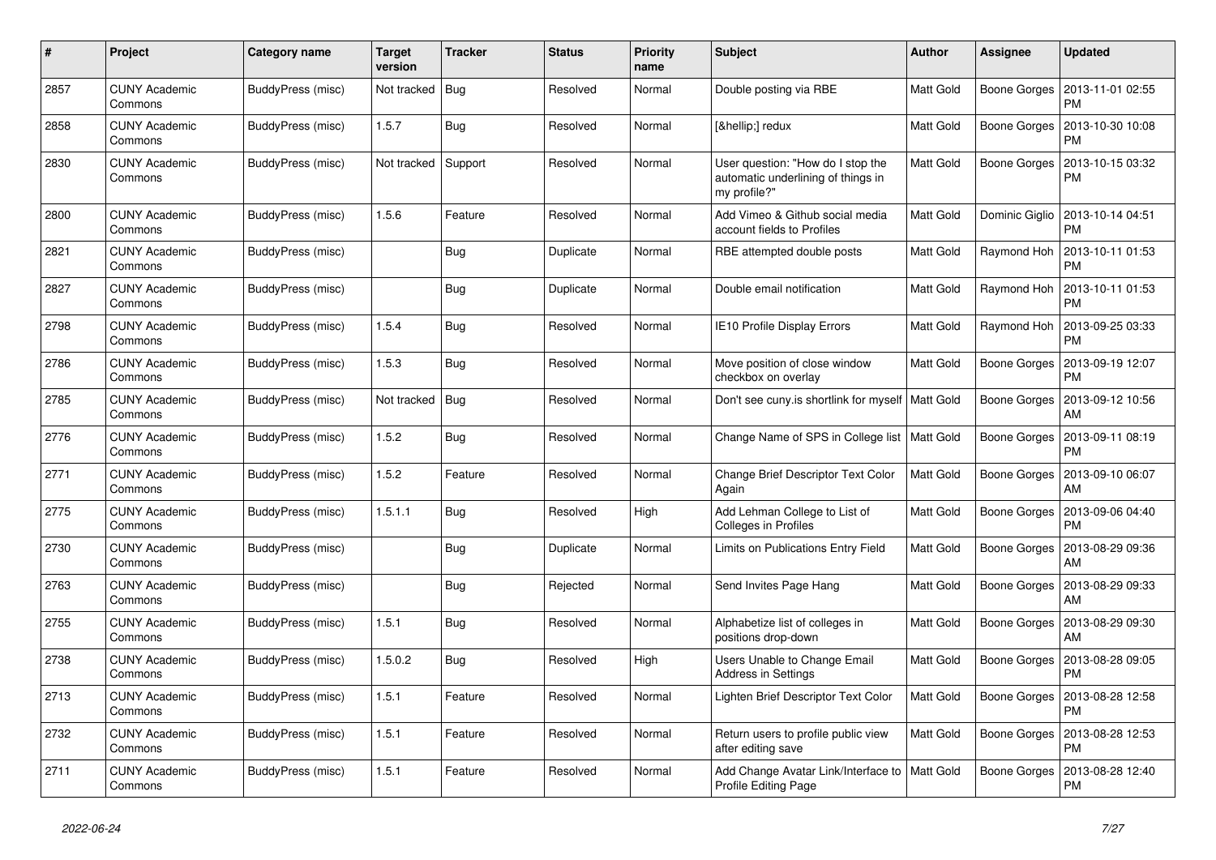| # | Project | Category name | Target version | Tracker | Status | Priority name | Subject | Author | Assignee | Updated |
|---|---|---|---|---|---|---|---|---|---|---|
| 2857 | CUNY Academic Commons | BuddyPress (misc) | Not tracked | Bug | Resolved | Normal | Double posting via RBE | Matt Gold | Boone Gorges | 2013-11-01 02:55 PM |
| 2858 | CUNY Academic Commons | BuddyPress (misc) | 1.5.7 | Bug | Resolved | Normal | [&hellip;] redux | Matt Gold | Boone Gorges | 2013-10-30 10:08 PM |
| 2830 | CUNY Academic Commons | BuddyPress (misc) | Not tracked | Support | Resolved | Normal | User question: "How do I stop the automatic underlining of things in my profile?" | Matt Gold | Boone Gorges | 2013-10-15 03:32 PM |
| 2800 | CUNY Academic Commons | BuddyPress (misc) | 1.5.6 | Feature | Resolved | Normal | Add Vimeo & Github social media account fields to Profiles | Matt Gold | Dominic Giglio | 2013-10-14 04:51 PM |
| 2821 | CUNY Academic Commons | BuddyPress (misc) | | Bug | Duplicate | Normal | RBE attempted double posts | Matt Gold | Raymond Hoh | 2013-10-11 01:53 PM |
| 2827 | CUNY Academic Commons | BuddyPress (misc) | | Bug | Duplicate | Normal | Double email notification | Matt Gold | Raymond Hoh | 2013-10-11 01:53 PM |
| 2798 | CUNY Academic Commons | BuddyPress (misc) | 1.5.4 | Bug | Resolved | Normal | IE10 Profile Display Errors | Matt Gold | Raymond Hoh | 2013-09-25 03:33 PM |
| 2786 | CUNY Academic Commons | BuddyPress (misc) | 1.5.3 | Bug | Resolved | Normal | Move position of close window checkbox on overlay | Matt Gold | Boone Gorges | 2013-09-19 12:07 PM |
| 2785 | CUNY Academic Commons | BuddyPress (misc) | Not tracked | Bug | Resolved | Normal | Don't see cuny.is shortlink for myself | Matt Gold | Boone Gorges | 2013-09-12 10:56 AM |
| 2776 | CUNY Academic Commons | BuddyPress (misc) | 1.5.2 | Bug | Resolved | Normal | Change Name of SPS in College list | Matt Gold | Boone Gorges | 2013-09-11 08:19 PM |
| 2771 | CUNY Academic Commons | BuddyPress (misc) | 1.5.2 | Feature | Resolved | Normal | Change Brief Descriptor Text Color Again | Matt Gold | Boone Gorges | 2013-09-10 06:07 AM |
| 2775 | CUNY Academic Commons | BuddyPress (misc) | 1.5.1.1 | Bug | Resolved | High | Add Lehman College to List of Colleges in Profiles | Matt Gold | Boone Gorges | 2013-09-06 04:40 PM |
| 2730 | CUNY Academic Commons | BuddyPress (misc) | | Bug | Duplicate | Normal | Limits on Publications Entry Field | Matt Gold | Boone Gorges | 2013-08-29 09:36 AM |
| 2763 | CUNY Academic Commons | BuddyPress (misc) | | Bug | Rejected | Normal | Send Invites Page Hang | Matt Gold | Boone Gorges | 2013-08-29 09:33 AM |
| 2755 | CUNY Academic Commons | BuddyPress (misc) | 1.5.1 | Bug | Resolved | Normal | Alphabetize list of colleges in positions drop-down | Matt Gold | Boone Gorges | 2013-08-29 09:30 AM |
| 2738 | CUNY Academic Commons | BuddyPress (misc) | 1.5.0.2 | Bug | Resolved | High | Users Unable to Change Email Address in Settings | Matt Gold | Boone Gorges | 2013-08-28 09:05 PM |
| 2713 | CUNY Academic Commons | BuddyPress (misc) | 1.5.1 | Feature | Resolved | Normal | Lighten Brief Descriptor Text Color | Matt Gold | Boone Gorges | 2013-08-28 12:58 PM |
| 2732 | CUNY Academic Commons | BuddyPress (misc) | 1.5.1 | Feature | Resolved | Normal | Return users to profile public view after editing save | Matt Gold | Boone Gorges | 2013-08-28 12:53 PM |
| 2711 | CUNY Academic Commons | BuddyPress (misc) | 1.5.1 | Feature | Resolved | Normal | Add Change Avatar Link/Interface to Profile Editing Page | Matt Gold | Boone Gorges | 2013-08-28 12:40 PM |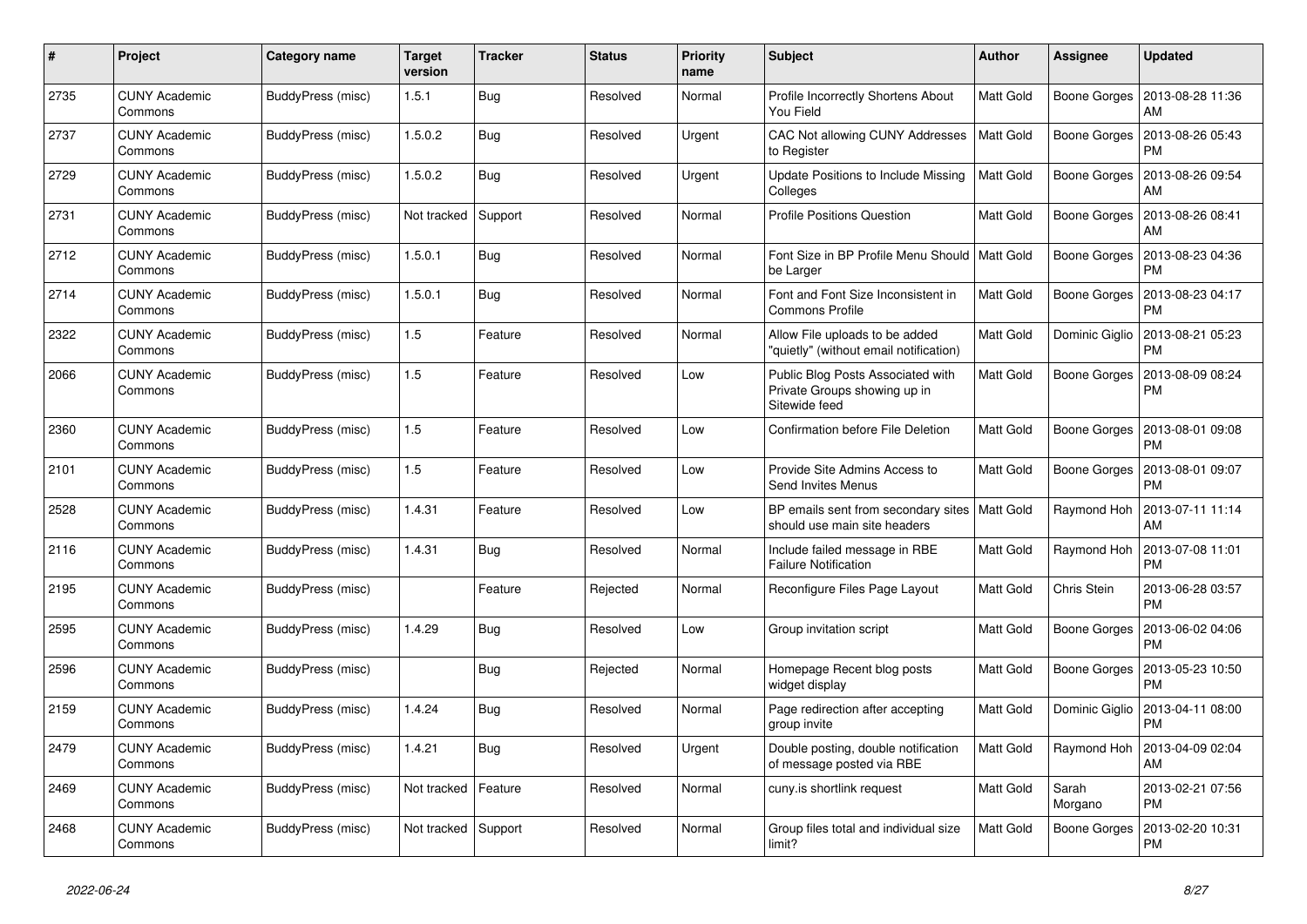| # | Project | Category name | Target version | Tracker | Status | Priority name | Subject | Author | Assignee | Updated |
|---|---|---|---|---|---|---|---|---|---|---|
| 2735 | CUNY Academic Commons | BuddyPress (misc) | 1.5.1 | Bug | Resolved | Normal | Profile Incorrectly Shortens About You Field | Matt Gold | Boone Gorges | 2013-08-28 11:36 AM |
| 2737 | CUNY Academic Commons | BuddyPress (misc) | 1.5.0.2 | Bug | Resolved | Urgent | CAC Not allowing CUNY Addresses to Register | Matt Gold | Boone Gorges | 2013-08-26 05:43 PM |
| 2729 | CUNY Academic Commons | BuddyPress (misc) | 1.5.0.2 | Bug | Resolved | Urgent | Update Positions to Include Missing Colleges | Matt Gold | Boone Gorges | 2013-08-26 09:54 AM |
| 2731 | CUNY Academic Commons | BuddyPress (misc) | Not tracked | Support | Resolved | Normal | Profile Positions Question | Matt Gold | Boone Gorges | 2013-08-26 08:41 AM |
| 2712 | CUNY Academic Commons | BuddyPress (misc) | 1.5.0.1 | Bug | Resolved | Normal | Font Size in BP Profile Menu Should be Larger | Matt Gold | Boone Gorges | 2013-08-23 04:36 PM |
| 2714 | CUNY Academic Commons | BuddyPress (misc) | 1.5.0.1 | Bug | Resolved | Normal | Font and Font Size Inconsistent in Commons Profile | Matt Gold | Boone Gorges | 2013-08-23 04:17 PM |
| 2322 | CUNY Academic Commons | BuddyPress (misc) | 1.5 | Feature | Resolved | Normal | Allow File uploads to be added "quietly" (without email notification) | Matt Gold | Dominic Giglio | 2013-08-21 05:23 PM |
| 2066 | CUNY Academic Commons | BuddyPress (misc) | 1.5 | Feature | Resolved | Low | Public Blog Posts Associated with Private Groups showing up in Sitewide feed | Matt Gold | Boone Gorges | 2013-08-09 08:24 PM |
| 2360 | CUNY Academic Commons | BuddyPress (misc) | 1.5 | Feature | Resolved | Low | Confirmation before File Deletion | Matt Gold | Boone Gorges | 2013-08-01 09:08 PM |
| 2101 | CUNY Academic Commons | BuddyPress (misc) | 1.5 | Feature | Resolved | Low | Provide Site Admins Access to Send Invites Menus | Matt Gold | Boone Gorges | 2013-08-01 09:07 PM |
| 2528 | CUNY Academic Commons | BuddyPress (misc) | 1.4.31 | Feature | Resolved | Low | BP emails sent from secondary sites should use main site headers | Matt Gold | Raymond Hoh | 2013-07-11 11:14 AM |
| 2116 | CUNY Academic Commons | BuddyPress (misc) | 1.4.31 | Bug | Resolved | Normal | Include failed message in RBE Failure Notification | Matt Gold | Raymond Hoh | 2013-07-08 11:01 PM |
| 2195 | CUNY Academic Commons | BuddyPress (misc) | | Feature | Rejected | Normal | Reconfigure Files Page Layout | Matt Gold | Chris Stein | 2013-06-28 03:57 PM |
| 2595 | CUNY Academic Commons | BuddyPress (misc) | 1.4.29 | Bug | Resolved | Low | Group invitation script | Matt Gold | Boone Gorges | 2013-06-02 04:06 PM |
| 2596 | CUNY Academic Commons | BuddyPress (misc) | | Bug | Rejected | Normal | Homepage Recent blog posts widget display | Matt Gold | Boone Gorges | 2013-05-23 10:50 PM |
| 2159 | CUNY Academic Commons | BuddyPress (misc) | 1.4.24 | Bug | Resolved | Normal | Page redirection after accepting group invite | Matt Gold | Dominic Giglio | 2013-04-11 08:00 PM |
| 2479 | CUNY Academic Commons | BuddyPress (misc) | 1.4.21 | Bug | Resolved | Urgent | Double posting, double notification of message posted via RBE | Matt Gold | Raymond Hoh | 2013-04-09 02:04 AM |
| 2469 | CUNY Academic Commons | BuddyPress (misc) | Not tracked | Feature | Resolved | Normal | cuny.is shortlink request | Matt Gold | Sarah Morgano | 2013-02-21 07:56 PM |
| 2468 | CUNY Academic Commons | BuddyPress (misc) | Not tracked | Support | Resolved | Normal | Group files total and individual size limit? | Matt Gold | Boone Gorges | 2013-02-20 10:31 PM |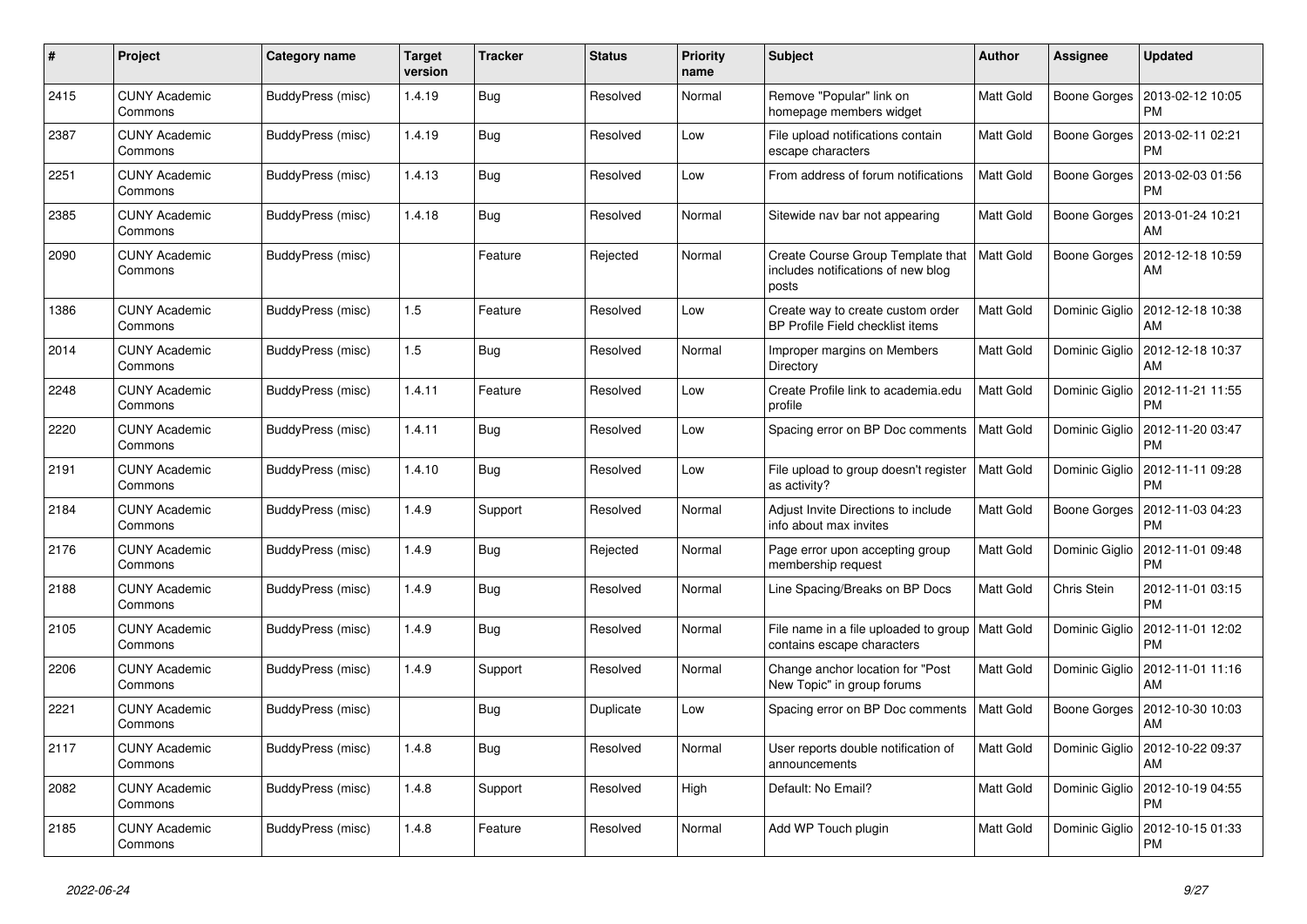| # | Project | Category name | Target version | Tracker | Status | Priority name | Subject | Author | Assignee | Updated |
|---|---|---|---|---|---|---|---|---|---|---|
| 2415 | CUNY Academic Commons | BuddyPress (misc) | 1.4.19 | Bug | Resolved | Normal | Remove "Popular" link on homepage members widget | Matt Gold | Boone Gorges | 2013-02-12 10:05 PM |
| 2387 | CUNY Academic Commons | BuddyPress (misc) | 1.4.19 | Bug | Resolved | Low | File upload notifications contain escape characters | Matt Gold | Boone Gorges | 2013-02-11 02:21 PM |
| 2251 | CUNY Academic Commons | BuddyPress (misc) | 1.4.13 | Bug | Resolved | Low | From address of forum notifications | Matt Gold | Boone Gorges | 2013-02-03 01:56 PM |
| 2385 | CUNY Academic Commons | BuddyPress (misc) | 1.4.18 | Bug | Resolved | Normal | Sitewide nav bar not appearing | Matt Gold | Boone Gorges | 2013-01-24 10:21 AM |
| 2090 | CUNY Academic Commons | BuddyPress (misc) | | Feature | Rejected | Normal | Create Course Group Template that includes notifications of new blog posts | Matt Gold | Boone Gorges | 2012-12-18 10:59 AM |
| 1386 | CUNY Academic Commons | BuddyPress (misc) | 1.5 | Feature | Resolved | Low | Create way to create custom order BP Profile Field checklist items | Matt Gold | Dominic Giglio | 2012-12-18 10:38 AM |
| 2014 | CUNY Academic Commons | BuddyPress (misc) | 1.5 | Bug | Resolved | Normal | Improper margins on Members Directory | Matt Gold | Dominic Giglio | 2012-12-18 10:37 AM |
| 2248 | CUNY Academic Commons | BuddyPress (misc) | 1.4.11 | Feature | Resolved | Low | Create Profile link to academia.edu profile | Matt Gold | Dominic Giglio | 2012-11-21 11:55 PM |
| 2220 | CUNY Academic Commons | BuddyPress (misc) | 1.4.11 | Bug | Resolved | Low | Spacing error on BP Doc comments | Matt Gold | Dominic Giglio | 2012-11-20 03:47 PM |
| 2191 | CUNY Academic Commons | BuddyPress (misc) | 1.4.10 | Bug | Resolved | Low | File upload to group doesn't register as activity? | Matt Gold | Dominic Giglio | 2012-11-11 09:28 PM |
| 2184 | CUNY Academic Commons | BuddyPress (misc) | 1.4.9 | Support | Resolved | Normal | Adjust Invite Directions to include info about max invites | Matt Gold | Boone Gorges | 2012-11-03 04:23 PM |
| 2176 | CUNY Academic Commons | BuddyPress (misc) | 1.4.9 | Bug | Rejected | Normal | Page error upon accepting group membership request | Matt Gold | Dominic Giglio | 2012-11-01 09:48 PM |
| 2188 | CUNY Academic Commons | BuddyPress (misc) | 1.4.9 | Bug | Resolved | Normal | Line Spacing/Breaks on BP Docs | Matt Gold | Chris Stein | 2012-11-01 03:15 PM |
| 2105 | CUNY Academic Commons | BuddyPress (misc) | 1.4.9 | Bug | Resolved | Normal | File name in a file uploaded to group contains escape characters | Matt Gold | Dominic Giglio | 2012-11-01 12:02 PM |
| 2206 | CUNY Academic Commons | BuddyPress (misc) | 1.4.9 | Support | Resolved | Normal | Change anchor location for "Post New Topic" in group forums | Matt Gold | Dominic Giglio | 2012-11-01 11:16 AM |
| 2221 | CUNY Academic Commons | BuddyPress (misc) | | Bug | Duplicate | Low | Spacing error on BP Doc comments | Matt Gold | Boone Gorges | 2012-10-30 10:03 AM |
| 2117 | CUNY Academic Commons | BuddyPress (misc) | 1.4.8 | Bug | Resolved | Normal | User reports double notification of announcements | Matt Gold | Dominic Giglio | 2012-10-22 09:37 AM |
| 2082 | CUNY Academic Commons | BuddyPress (misc) | 1.4.8 | Support | Resolved | High | Default: No Email? | Matt Gold | Dominic Giglio | 2012-10-19 04:55 PM |
| 2185 | CUNY Academic Commons | BuddyPress (misc) | 1.4.8 | Feature | Resolved | Normal | Add WP Touch plugin | Matt Gold | Dominic Giglio | 2012-10-15 01:33 PM |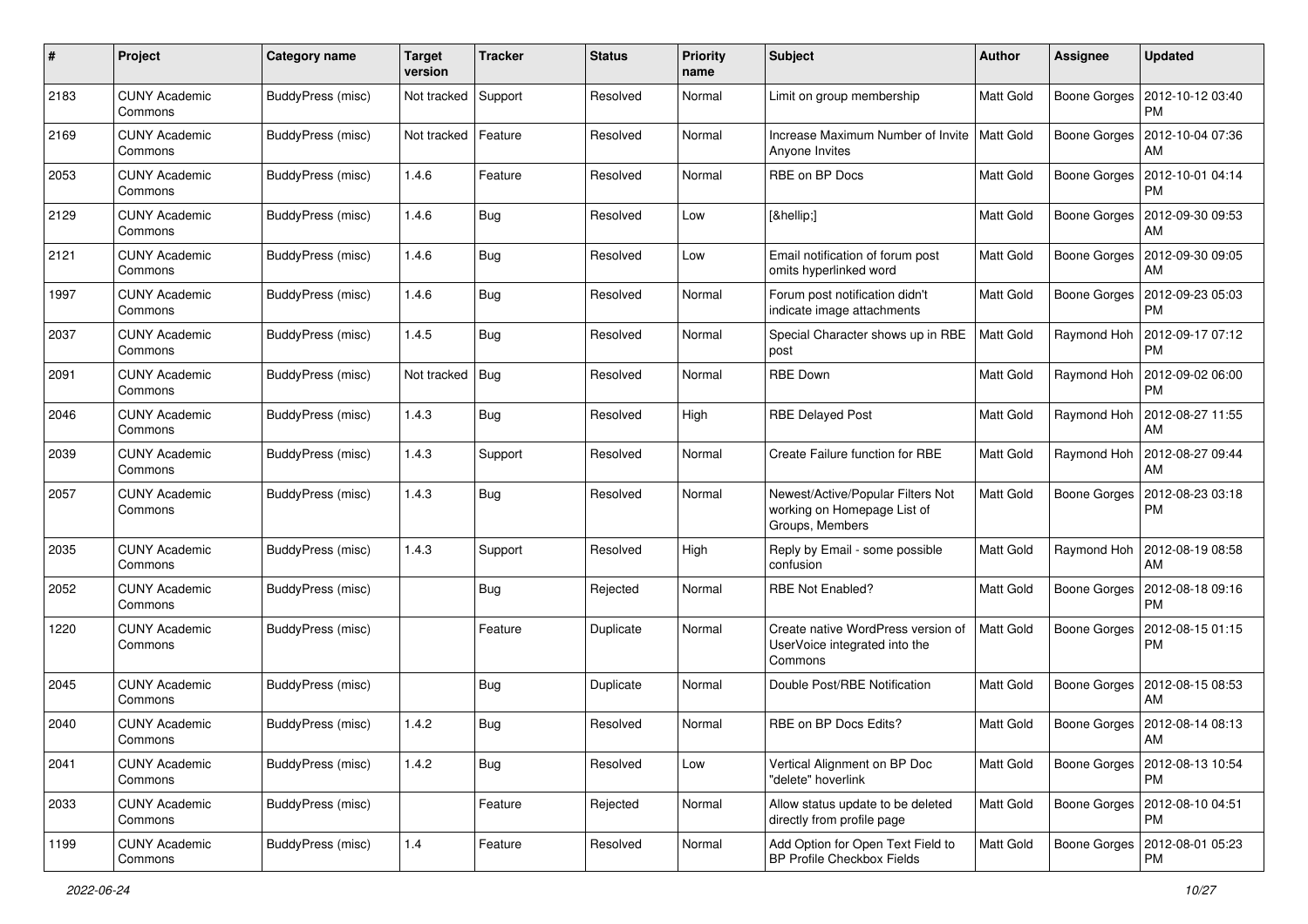| # | Project | Category name | Target version | Tracker | Status | Priority name | Subject | Author | Assignee | Updated |
|---|---|---|---|---|---|---|---|---|---|---|
| 2183 | CUNY Academic Commons | BuddyPress (misc) | Not tracked | Support | Resolved | Normal | Limit on group membership | Matt Gold | Boone Gorges | 2012-10-12 03:40 PM |
| 2169 | CUNY Academic Commons | BuddyPress (misc) | Not tracked | Feature | Resolved | Normal | Increase Maximum Number of Invite Anyone Invites | Matt Gold | Boone Gorges | 2012-10-04 07:36 AM |
| 2053 | CUNY Academic Commons | BuddyPress (misc) | 1.4.6 | Feature | Resolved | Normal | RBE on BP Docs | Matt Gold | Boone Gorges | 2012-10-01 04:14 PM |
| 2129 | CUNY Academic Commons | BuddyPress (misc) | 1.4.6 | Bug | Resolved | Low | [&hellip;] | Matt Gold | Boone Gorges | 2012-09-30 09:53 AM |
| 2121 | CUNY Academic Commons | BuddyPress (misc) | 1.4.6 | Bug | Resolved | Low | Email notification of forum post omits hyperlinked word | Matt Gold | Boone Gorges | 2012-09-30 09:05 AM |
| 1997 | CUNY Academic Commons | BuddyPress (misc) | 1.4.6 | Bug | Resolved | Normal | Forum post notification didn't indicate image attachments | Matt Gold | Boone Gorges | 2012-09-23 05:03 PM |
| 2037 | CUNY Academic Commons | BuddyPress (misc) | 1.4.5 | Bug | Resolved | Normal | Special Character shows up in RBE post | Matt Gold | Raymond Hoh | 2012-09-17 07:12 PM |
| 2091 | CUNY Academic Commons | BuddyPress (misc) | Not tracked | Bug | Resolved | Normal | RBE Down | Matt Gold | Raymond Hoh | 2012-09-02 06:00 PM |
| 2046 | CUNY Academic Commons | BuddyPress (misc) | 1.4.3 | Bug | Resolved | High | RBE Delayed Post | Matt Gold | Raymond Hoh | 2012-08-27 11:55 AM |
| 2039 | CUNY Academic Commons | BuddyPress (misc) | 1.4.3 | Support | Resolved | Normal | Create Failure function for RBE | Matt Gold | Raymond Hoh | 2012-08-27 09:44 AM |
| 2057 | CUNY Academic Commons | BuddyPress (misc) | 1.4.3 | Bug | Resolved | Normal | Newest/Active/Popular Filters Not working on Homepage List of Groups, Members | Matt Gold | Boone Gorges | 2012-08-23 03:18 PM |
| 2035 | CUNY Academic Commons | BuddyPress (misc) | 1.4.3 | Support | Resolved | High | Reply by Email - some possible confusion | Matt Gold | Raymond Hoh | 2012-08-19 08:58 AM |
| 2052 | CUNY Academic Commons | BuddyPress (misc) | | Bug | Rejected | Normal | RBE Not Enabled? | Matt Gold | Boone Gorges | 2012-08-18 09:16 PM |
| 1220 | CUNY Academic Commons | BuddyPress (misc) | | Feature | Duplicate | Normal | Create native WordPress version of UserVoice integrated into the Commons | Matt Gold | Boone Gorges | 2012-08-15 01:15 PM |
| 2045 | CUNY Academic Commons | BuddyPress (misc) | | Bug | Duplicate | Normal | Double Post/RBE Notification | Matt Gold | Boone Gorges | 2012-08-15 08:53 AM |
| 2040 | CUNY Academic Commons | BuddyPress (misc) | 1.4.2 | Bug | Resolved | Normal | RBE on BP Docs Edits? | Matt Gold | Boone Gorges | 2012-08-14 08:13 AM |
| 2041 | CUNY Academic Commons | BuddyPress (misc) | 1.4.2 | Bug | Resolved | Low | Vertical Alignment on BP Doc "delete" hoverlink | Matt Gold | Boone Gorges | 2012-08-13 10:54 PM |
| 2033 | CUNY Academic Commons | BuddyPress (misc) | | Feature | Rejected | Normal | Allow status update to be deleted directly from profile page | Matt Gold | Boone Gorges | 2012-08-10 04:51 PM |
| 1199 | CUNY Academic Commons | BuddyPress (misc) | 1.4 | Feature | Resolved | Normal | Add Option for Open Text Field to BP Profile Checkbox Fields | Matt Gold | Boone Gorges | 2012-08-01 05:23 PM |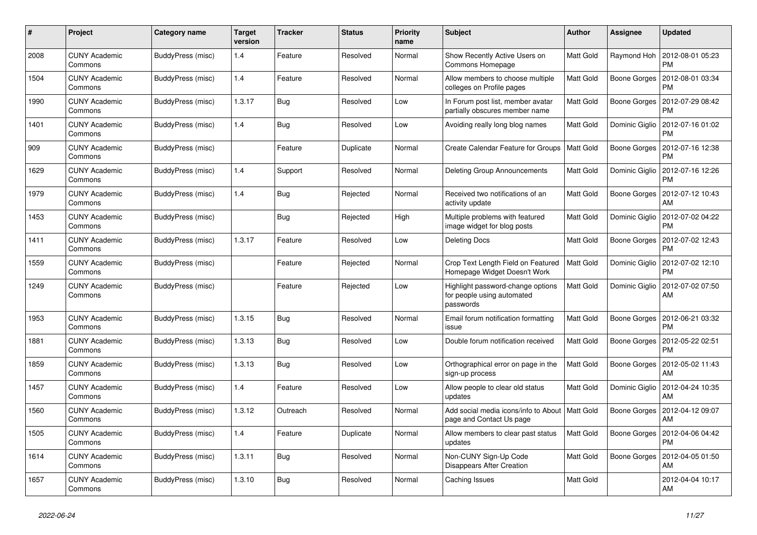| # | Project | Category name | Target version | Tracker | Status | Priority name | Subject | Author | Assignee | Updated |
|---|---|---|---|---|---|---|---|---|---|---|
| 2008 | CUNY Academic Commons | BuddyPress (misc) | 1.4 | Feature | Resolved | Normal | Show Recently Active Users on Commons Homepage | Matt Gold | Raymond Hoh | 2012-08-01 05:23 PM |
| 1504 | CUNY Academic Commons | BuddyPress (misc) | 1.4 | Feature | Resolved | Normal | Allow members to choose multiple colleges on Profile pages | Matt Gold | Boone Gorges | 2012-08-01 03:34 PM |
| 1990 | CUNY Academic Commons | BuddyPress (misc) | 1.3.17 | Bug | Resolved | Low | In Forum post list, member avatar partially obscures member name | Matt Gold | Boone Gorges | 2012-07-29 08:42 PM |
| 1401 | CUNY Academic Commons | BuddyPress (misc) | 1.4 | Bug | Resolved | Low | Avoiding really long blog names | Matt Gold | Dominic Giglio | 2012-07-16 01:02 PM |
| 909 | CUNY Academic Commons | BuddyPress (misc) | | Feature | Duplicate | Normal | Create Calendar Feature for Groups | Matt Gold | Boone Gorges | 2012-07-16 12:38 PM |
| 1629 | CUNY Academic Commons | BuddyPress (misc) | 1.4 | Support | Resolved | Normal | Deleting Group Announcements | Matt Gold | Dominic Giglio | 2012-07-16 12:26 PM |
| 1979 | CUNY Academic Commons | BuddyPress (misc) | 1.4 | Bug | Rejected | Normal | Received two notifications of an activity update | Matt Gold | Boone Gorges | 2012-07-12 10:43 AM |
| 1453 | CUNY Academic Commons | BuddyPress (misc) | | Bug | Rejected | High | Multiple problems with featured image widget for blog posts | Matt Gold | Dominic Giglio | 2012-07-02 04:22 PM |
| 1411 | CUNY Academic Commons | BuddyPress (misc) | 1.3.17 | Feature | Resolved | Low | Deleting Docs | Matt Gold | Boone Gorges | 2012-07-02 12:43 PM |
| 1559 | CUNY Academic Commons | BuddyPress (misc) | | Feature | Rejected | Normal | Crop Text Length Field on Featured Homepage Widget Doesn't Work | Matt Gold | Dominic Giglio | 2012-07-02 12:10 PM |
| 1249 | CUNY Academic Commons | BuddyPress (misc) | | Feature | Rejected | Low | Highlight password-change options for people using automated passwords | Matt Gold | Dominic Giglio | 2012-07-02 07:50 AM |
| 1953 | CUNY Academic Commons | BuddyPress (misc) | 1.3.15 | Bug | Resolved | Normal | Email forum notification formatting issue | Matt Gold | Boone Gorges | 2012-06-21 03:32 PM |
| 1881 | CUNY Academic Commons | BuddyPress (misc) | 1.3.13 | Bug | Resolved | Low | Double forum notification received | Matt Gold | Boone Gorges | 2012-05-22 02:51 PM |
| 1859 | CUNY Academic Commons | BuddyPress (misc) | 1.3.13 | Bug | Resolved | Low | Orthographical error on page in the sign-up process | Matt Gold | Boone Gorges | 2012-05-02 11:43 AM |
| 1457 | CUNY Academic Commons | BuddyPress (misc) | 1.4 | Feature | Resolved | Low | Allow people to clear old status updates | Matt Gold | Dominic Giglio | 2012-04-24 10:35 AM |
| 1560 | CUNY Academic Commons | BuddyPress (misc) | 1.3.12 | Outreach | Resolved | Normal | Add social media icons/info to About page and Contact Us page | Matt Gold | Boone Gorges | 2012-04-12 09:07 AM |
| 1505 | CUNY Academic Commons | BuddyPress (misc) | 1.4 | Feature | Duplicate | Normal | Allow members to clear past status updates | Matt Gold | Boone Gorges | 2012-04-06 04:42 PM |
| 1614 | CUNY Academic Commons | BuddyPress (misc) | 1.3.11 | Bug | Resolved | Normal | Non-CUNY Sign-Up Code Disappears After Creation | Matt Gold | Boone Gorges | 2012-04-05 01:50 AM |
| 1657 | CUNY Academic Commons | BuddyPress (misc) | 1.3.10 | Bug | Resolved | Normal | Caching Issues | Matt Gold | | 2012-04-04 10:17 AM |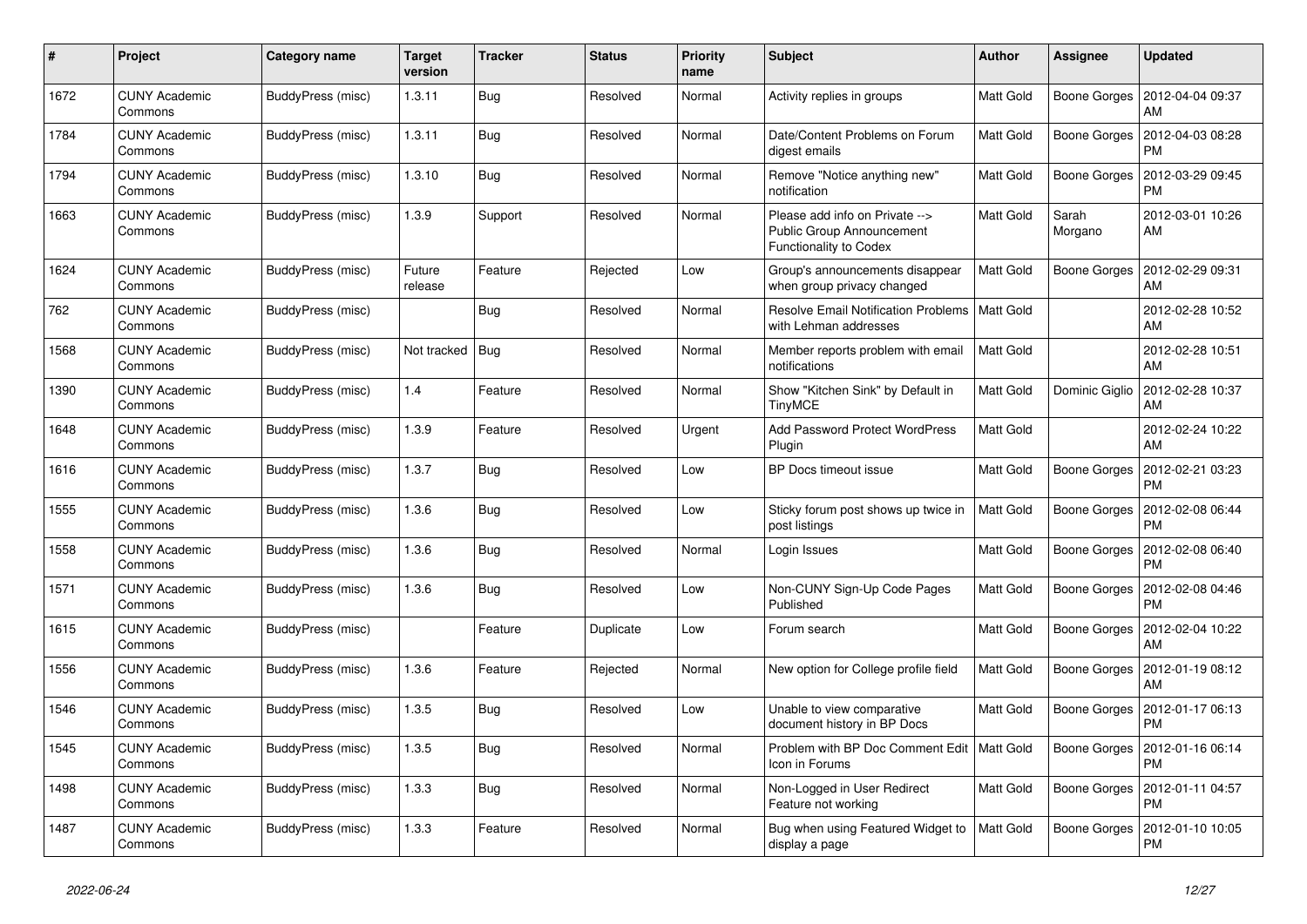| # | Project | Category name | Target version | Tracker | Status | Priority name | Subject | Author | Assignee | Updated |
|---|---|---|---|---|---|---|---|---|---|---|
| 1672 | CUNY Academic Commons | BuddyPress (misc) | 1.3.11 | Bug | Resolved | Normal | Activity replies in groups | Matt Gold | Boone Gorges | 2012-04-04 09:37 AM |
| 1784 | CUNY Academic Commons | BuddyPress (misc) | 1.3.11 | Bug | Resolved | Normal | Date/Content Problems on Forum digest emails | Matt Gold | Boone Gorges | 2012-04-03 08:28 PM |
| 1794 | CUNY Academic Commons | BuddyPress (misc) | 1.3.10 | Bug | Resolved | Normal | Remove "Notice anything new" notification | Matt Gold | Boone Gorges | 2012-03-29 09:45 PM |
| 1663 | CUNY Academic Commons | BuddyPress (misc) | 1.3.9 | Support | Resolved | Normal | Please add info on Private --> Public Group Announcement Functionality to Codex | Matt Gold | Sarah Morgano | 2012-03-01 10:26 AM |
| 1624 | CUNY Academic Commons | BuddyPress (misc) | Future release | Feature | Rejected | Low | Group's announcements disappear when group privacy changed | Matt Gold | Boone Gorges | 2012-02-29 09:31 AM |
| 762 | CUNY Academic Commons | BuddyPress (misc) | | Bug | Resolved | Normal | Resolve Email Notification Problems with Lehman addresses | Matt Gold | | 2012-02-28 10:52 AM |
| 1568 | CUNY Academic Commons | BuddyPress (misc) | Not tracked | Bug | Resolved | Normal | Member reports problem with email notifications | Matt Gold | | 2012-02-28 10:51 AM |
| 1390 | CUNY Academic Commons | BuddyPress (misc) | 1.4 | Feature | Resolved | Normal | Show "Kitchen Sink" by Default in TinyMCE | Matt Gold | Dominic Giglio | 2012-02-28 10:37 AM |
| 1648 | CUNY Academic Commons | BuddyPress (misc) | 1.3.9 | Feature | Resolved | Urgent | Add Password Protect WordPress Plugin | Matt Gold | | 2012-02-24 10:22 AM |
| 1616 | CUNY Academic Commons | BuddyPress (misc) | 1.3.7 | Bug | Resolved | Low | BP Docs timeout issue | Matt Gold | Boone Gorges | 2012-02-21 03:23 PM |
| 1555 | CUNY Academic Commons | BuddyPress (misc) | 1.3.6 | Bug | Resolved | Low | Sticky forum post shows up twice in post listings | Matt Gold | Boone Gorges | 2012-02-08 06:44 PM |
| 1558 | CUNY Academic Commons | BuddyPress (misc) | 1.3.6 | Bug | Resolved | Normal | Login Issues | Matt Gold | Boone Gorges | 2012-02-08 06:40 PM |
| 1571 | CUNY Academic Commons | BuddyPress (misc) | 1.3.6 | Bug | Resolved | Low | Non-CUNY Sign-Up Code Pages Published | Matt Gold | Boone Gorges | 2012-02-08 04:46 PM |
| 1615 | CUNY Academic Commons | BuddyPress (misc) | | Feature | Duplicate | Low | Forum search | Matt Gold | Boone Gorges | 2012-02-04 10:22 AM |
| 1556 | CUNY Academic Commons | BuddyPress (misc) | 1.3.6 | Feature | Rejected | Normal | New option for College profile field | Matt Gold | Boone Gorges | 2012-01-19 08:12 AM |
| 1546 | CUNY Academic Commons | BuddyPress (misc) | 1.3.5 | Bug | Resolved | Low | Unable to view comparative document history in BP Docs | Matt Gold | Boone Gorges | 2012-01-17 06:13 PM |
| 1545 | CUNY Academic Commons | BuddyPress (misc) | 1.3.5 | Bug | Resolved | Normal | Problem with BP Doc Comment Edit Icon in Forums | Matt Gold | Boone Gorges | 2012-01-16 06:14 PM |
| 1498 | CUNY Academic Commons | BuddyPress (misc) | 1.3.3 | Bug | Resolved | Normal | Non-Logged in User Redirect Feature not working | Matt Gold | Boone Gorges | 2012-01-11 04:57 PM |
| 1487 | CUNY Academic Commons | BuddyPress (misc) | 1.3.3 | Feature | Resolved | Normal | Bug when using Featured Widget to display a page | Matt Gold | Boone Gorges | 2012-01-10 10:05 PM |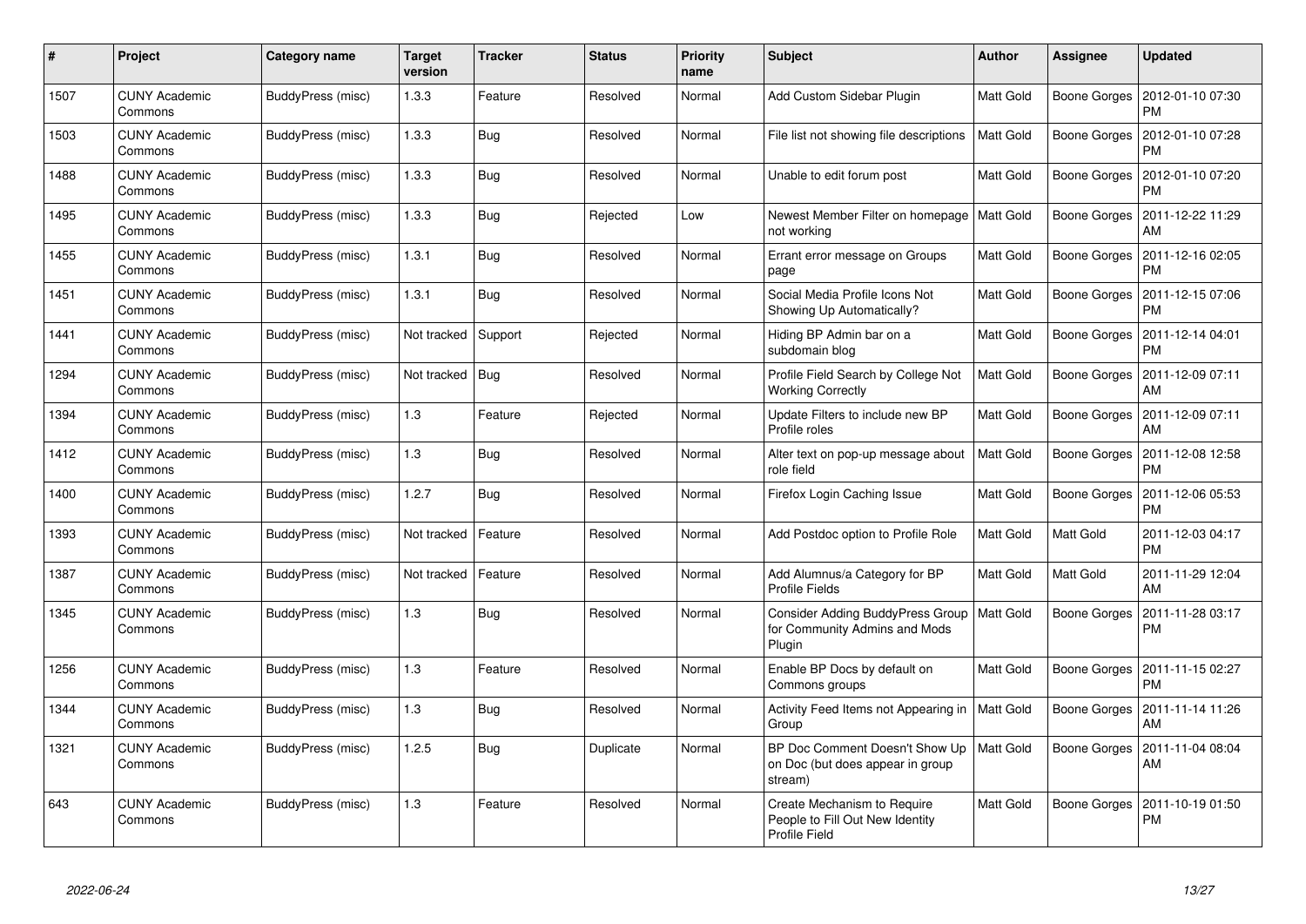| # | Project | Category name | Target version | Tracker | Status | Priority name | Subject | Author | Assignee | Updated |
|---|---|---|---|---|---|---|---|---|---|---|
| 1507 | CUNY Academic Commons | BuddyPress (misc) | 1.3.3 | Feature | Resolved | Normal | Add Custom Sidebar Plugin | Matt Gold | Boone Gorges | 2012-01-10 07:30 PM |
| 1503 | CUNY Academic Commons | BuddyPress (misc) | 1.3.3 | Bug | Resolved | Normal | File list not showing file descriptions | Matt Gold | Boone Gorges | 2012-01-10 07:28 PM |
| 1488 | CUNY Academic Commons | BuddyPress (misc) | 1.3.3 | Bug | Resolved | Normal | Unable to edit forum post | Matt Gold | Boone Gorges | 2012-01-10 07:20 PM |
| 1495 | CUNY Academic Commons | BuddyPress (misc) | 1.3.3 | Bug | Rejected | Low | Newest Member Filter on homepage not working | Matt Gold | Boone Gorges | 2011-12-22 11:29 AM |
| 1455 | CUNY Academic Commons | BuddyPress (misc) | 1.3.1 | Bug | Resolved | Normal | Errant error message on Groups page | Matt Gold | Boone Gorges | 2011-12-16 02:05 PM |
| 1451 | CUNY Academic Commons | BuddyPress (misc) | 1.3.1 | Bug | Resolved | Normal | Social Media Profile Icons Not Showing Up Automatically? | Matt Gold | Boone Gorges | 2011-12-15 07:06 PM |
| 1441 | CUNY Academic Commons | BuddyPress (misc) | Not tracked | Support | Rejected | Normal | Hiding BP Admin bar on a subdomain blog | Matt Gold | Boone Gorges | 2011-12-14 04:01 PM |
| 1294 | CUNY Academic Commons | BuddyPress (misc) | Not tracked | Bug | Resolved | Normal | Profile Field Search by College Not Working Correctly | Matt Gold | Boone Gorges | 2011-12-09 07:11 AM |
| 1394 | CUNY Academic Commons | BuddyPress (misc) | 1.3 | Feature | Rejected | Normal | Update Filters to include new BP Profile roles | Matt Gold | Boone Gorges | 2011-12-09 07:11 AM |
| 1412 | CUNY Academic Commons | BuddyPress (misc) | 1.3 | Bug | Resolved | Normal | Alter text on pop-up message about role field | Matt Gold | Boone Gorges | 2011-12-08 12:58 PM |
| 1400 | CUNY Academic Commons | BuddyPress (misc) | 1.2.7 | Bug | Resolved | Normal | Firefox Login Caching Issue | Matt Gold | Boone Gorges | 2011-12-06 05:53 PM |
| 1393 | CUNY Academic Commons | BuddyPress (misc) | Not tracked | Feature | Resolved | Normal | Add Postdoc option to Profile Role | Matt Gold | Matt Gold | 2011-12-03 04:17 PM |
| 1387 | CUNY Academic Commons | BuddyPress (misc) | Not tracked | Feature | Resolved | Normal | Add Alumnus/a Category for BP Profile Fields | Matt Gold | Matt Gold | 2011-11-29 12:04 AM |
| 1345 | CUNY Academic Commons | BuddyPress (misc) | 1.3 | Bug | Resolved | Normal | Consider Adding BuddyPress Group for Community Admins and Mods Plugin | Matt Gold | Boone Gorges | 2011-11-28 03:17 PM |
| 1256 | CUNY Academic Commons | BuddyPress (misc) | 1.3 | Feature | Resolved | Normal | Enable BP Docs by default on Commons groups | Matt Gold | Boone Gorges | 2011-11-15 02:27 PM |
| 1344 | CUNY Academic Commons | BuddyPress (misc) | 1.3 | Bug | Resolved | Normal | Activity Feed Items not Appearing in Group | Matt Gold | Boone Gorges | 2011-11-14 11:26 AM |
| 1321 | CUNY Academic Commons | BuddyPress (misc) | 1.2.5 | Bug | Duplicate | Normal | BP Doc Comment Doesn't Show Up on Doc (but does appear in group stream) | Matt Gold | Boone Gorges | 2011-11-04 08:04 AM |
| 643 | CUNY Academic Commons | BuddyPress (misc) | 1.3 | Feature | Resolved | Normal | Create Mechanism to Require People to Fill Out New Identity Profile Field | Matt Gold | Boone Gorges | 2011-10-19 01:50 PM |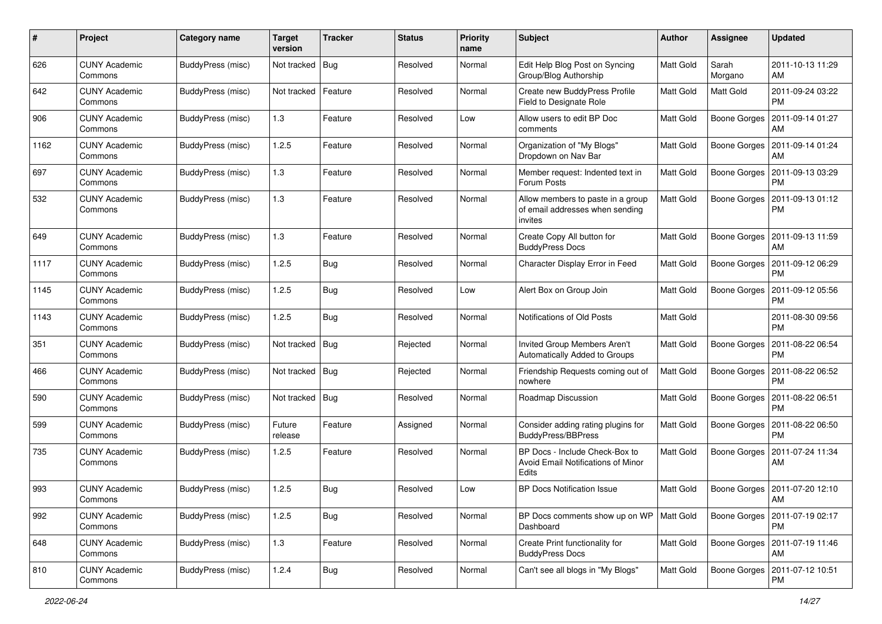| # | Project | Category name | Target version | Tracker | Status | Priority name | Subject | Author | Assignee | Updated |
|---|---|---|---|---|---|---|---|---|---|---|
| 626 | CUNY Academic Commons | BuddyPress (misc) | Not tracked | Bug | Resolved | Normal | Edit Help Blog Post on Syncing Group/Blog Authorship | Matt Gold | Sarah Morgano | 2011-10-13 11:29 AM |
| 642 | CUNY Academic Commons | BuddyPress (misc) | Not tracked | Feature | Resolved | Normal | Create new BuddyPress Profile Field to Designate Role | Matt Gold | Matt Gold | 2011-09-24 03:22 PM |
| 906 | CUNY Academic Commons | BuddyPress (misc) | 1.3 | Feature | Resolved | Low | Allow users to edit BP Doc comments | Matt Gold | Boone Gorges | 2011-09-14 01:27 AM |
| 1162 | CUNY Academic Commons | BuddyPress (misc) | 1.2.5 | Feature | Resolved | Normal | Organization of "My Blogs" Dropdown on Nav Bar | Matt Gold | Boone Gorges | 2011-09-14 01:24 AM |
| 697 | CUNY Academic Commons | BuddyPress (misc) | 1.3 | Feature | Resolved | Normal | Member request: Indented text in Forum Posts | Matt Gold | Boone Gorges | 2011-09-13 03:29 PM |
| 532 | CUNY Academic Commons | BuddyPress (misc) | 1.3 | Feature | Resolved | Normal | Allow members to paste in a group of email addresses when sending invites | Matt Gold | Boone Gorges | 2011-09-13 01:12 PM |
| 649 | CUNY Academic Commons | BuddyPress (misc) | 1.3 | Feature | Resolved | Normal | Create Copy All button for BuddyPress Docs | Matt Gold | Boone Gorges | 2011-09-13 11:59 AM |
| 1117 | CUNY Academic Commons | BuddyPress (misc) | 1.2.5 | Bug | Resolved | Normal | Character Display Error in Feed | Matt Gold | Boone Gorges | 2011-09-12 06:29 PM |
| 1145 | CUNY Academic Commons | BuddyPress (misc) | 1.2.5 | Bug | Resolved | Low | Alert Box on Group Join | Matt Gold | Boone Gorges | 2011-09-12 05:56 PM |
| 1143 | CUNY Academic Commons | BuddyPress (misc) | 1.2.5 | Bug | Resolved | Normal | Notifications of Old Posts | Matt Gold | | 2011-08-30 09:56 PM |
| 351 | CUNY Academic Commons | BuddyPress (misc) | Not tracked | Bug | Rejected | Normal | Invited Group Members Aren't Automatically Added to Groups | Matt Gold | Boone Gorges | 2011-08-22 06:54 PM |
| 466 | CUNY Academic Commons | BuddyPress (misc) | Not tracked | Bug | Rejected | Normal | Friendship Requests coming out of nowhere | Matt Gold | Boone Gorges | 2011-08-22 06:52 PM |
| 590 | CUNY Academic Commons | BuddyPress (misc) | Not tracked | Bug | Resolved | Normal | Roadmap Discussion | Matt Gold | Boone Gorges | 2011-08-22 06:51 PM |
| 599 | CUNY Academic Commons | BuddyPress (misc) | Future release | Feature | Assigned | Normal | Consider adding rating plugins for BuddyPress/BBPress | Matt Gold | Boone Gorges | 2011-08-22 06:50 PM |
| 735 | CUNY Academic Commons | BuddyPress (misc) | 1.2.5 | Feature | Resolved | Normal | BP Docs - Include Check-Box to Avoid Email Notifications of Minor Edits | Matt Gold | Boone Gorges | 2011-07-24 11:34 AM |
| 993 | CUNY Academic Commons | BuddyPress (misc) | 1.2.5 | Bug | Resolved | Low | BP Docs Notification Issue | Matt Gold | Boone Gorges | 2011-07-20 12:10 AM |
| 992 | CUNY Academic Commons | BuddyPress (misc) | 1.2.5 | Bug | Resolved | Normal | BP Docs comments show up on WP Dashboard | Matt Gold | Boone Gorges | 2011-07-19 02:17 PM |
| 648 | CUNY Academic Commons | BuddyPress (misc) | 1.3 | Feature | Resolved | Normal | Create Print functionality for BuddyPress Docs | Matt Gold | Boone Gorges | 2011-07-19 11:46 AM |
| 810 | CUNY Academic Commons | BuddyPress (misc) | 1.2.4 | Bug | Resolved | Normal | Can't see all blogs in "My Blogs" | Matt Gold | Boone Gorges | 2011-07-12 10:51 PM |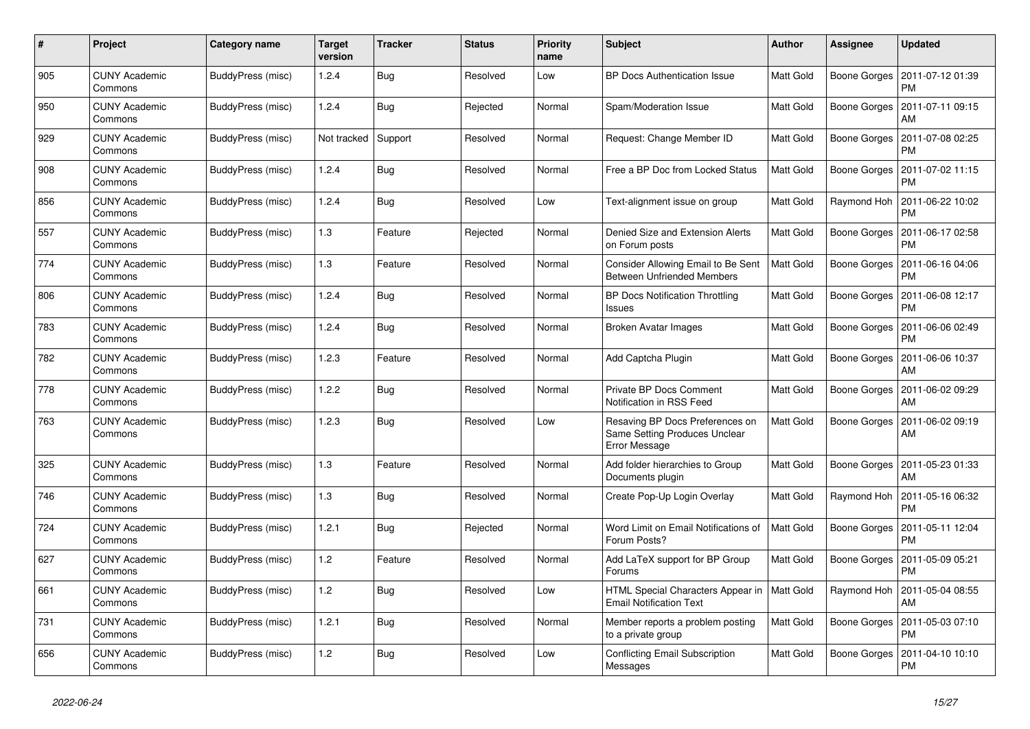| # | Project | Category name | Target version | Tracker | Status | Priority name | Subject | Author | Assignee | Updated |
|---|---|---|---|---|---|---|---|---|---|---|
| 905 | CUNY Academic Commons | BuddyPress (misc) | 1.2.4 | Bug | Resolved | Low | BP Docs Authentication Issue | Matt Gold | Boone Gorges | 2011-07-12 01:39 PM |
| 950 | CUNY Academic Commons | BuddyPress (misc) | 1.2.4 | Bug | Rejected | Normal | Spam/Moderation Issue | Matt Gold | Boone Gorges | 2011-07-11 09:15 AM |
| 929 | CUNY Academic Commons | BuddyPress (misc) | Not tracked | Support | Resolved | Normal | Request: Change Member ID | Matt Gold | Boone Gorges | 2011-07-08 02:25 PM |
| 908 | CUNY Academic Commons | BuddyPress (misc) | 1.2.4 | Bug | Resolved | Normal | Free a BP Doc from Locked Status | Matt Gold | Boone Gorges | 2011-07-02 11:15 PM |
| 856 | CUNY Academic Commons | BuddyPress (misc) | 1.2.4 | Bug | Resolved | Low | Text-alignment issue on group | Matt Gold | Raymond Hoh | 2011-06-22 10:02 PM |
| 557 | CUNY Academic Commons | BuddyPress (misc) | 1.3 | Feature | Rejected | Normal | Denied Size and Extension Alerts on Forum posts | Matt Gold | Boone Gorges | 2011-06-17 02:58 PM |
| 774 | CUNY Academic Commons | BuddyPress (misc) | 1.3 | Feature | Resolved | Normal | Consider Allowing Email to Be Sent Between Unfriended Members | Matt Gold | Boone Gorges | 2011-06-16 04:06 PM |
| 806 | CUNY Academic Commons | BuddyPress (misc) | 1.2.4 | Bug | Resolved | Normal | BP Docs Notification Throttling Issues | Matt Gold | Boone Gorges | 2011-06-08 12:17 PM |
| 783 | CUNY Academic Commons | BuddyPress (misc) | 1.2.4 | Bug | Resolved | Normal | Broken Avatar Images | Matt Gold | Boone Gorges | 2011-06-06 02:49 PM |
| 782 | CUNY Academic Commons | BuddyPress (misc) | 1.2.3 | Feature | Resolved | Normal | Add Captcha Plugin | Matt Gold | Boone Gorges | 2011-06-06 10:37 AM |
| 778 | CUNY Academic Commons | BuddyPress (misc) | 1.2.2 | Bug | Resolved | Normal | Private BP Docs Comment Notification in RSS Feed | Matt Gold | Boone Gorges | 2011-06-02 09:29 AM |
| 763 | CUNY Academic Commons | BuddyPress (misc) | 1.2.3 | Bug | Resolved | Low | Resaving BP Docs Preferences on Same Setting Produces Unclear Error Message | Matt Gold | Boone Gorges | 2011-06-02 09:19 AM |
| 325 | CUNY Academic Commons | BuddyPress (misc) | 1.3 | Feature | Resolved | Normal | Add folder hierarchies to Group Documents plugin | Matt Gold | Boone Gorges | 2011-05-23 01:33 AM |
| 746 | CUNY Academic Commons | BuddyPress (misc) | 1.3 | Bug | Resolved | Normal | Create Pop-Up Login Overlay | Matt Gold | Raymond Hoh | 2011-05-16 06:32 PM |
| 724 | CUNY Academic Commons | BuddyPress (misc) | 1.2.1 | Bug | Rejected | Normal | Word Limit on Email Notifications of Forum Posts? | Matt Gold | Boone Gorges | 2011-05-11 12:04 PM |
| 627 | CUNY Academic Commons | BuddyPress (misc) | 1.2 | Feature | Resolved | Normal | Add LaTeX support for BP Group Forums | Matt Gold | Boone Gorges | 2011-05-09 05:21 PM |
| 661 | CUNY Academic Commons | BuddyPress (misc) | 1.2 | Bug | Resolved | Low | HTML Special Characters Appear in Email Notification Text | Matt Gold | Raymond Hoh | 2011-05-04 08:55 AM |
| 731 | CUNY Academic Commons | BuddyPress (misc) | 1.2.1 | Bug | Resolved | Normal | Member reports a problem posting to a private group | Matt Gold | Boone Gorges | 2011-05-03 07:10 PM |
| 656 | CUNY Academic Commons | BuddyPress (misc) | 1.2 | Bug | Resolved | Low | Conflicting Email Subscription Messages | Matt Gold | Boone Gorges | 2011-04-10 10:10 PM |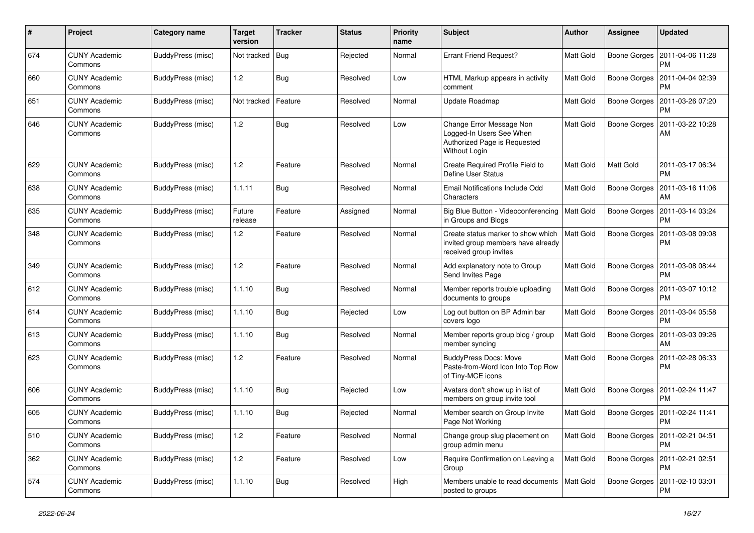| # | Project | Category name | Target version | Tracker | Status | Priority name | Subject | Author | Assignee | Updated |
|---|---|---|---|---|---|---|---|---|---|---|
| 674 | CUNY Academic Commons | BuddyPress (misc) | Not tracked | Bug | Rejected | Normal | Errant Friend Request? | Matt Gold | Boone Gorges | 2011-04-06 11:28 PM |
| 660 | CUNY Academic Commons | BuddyPress (misc) | 1.2 | Bug | Resolved | Low | HTML Markup appears in activity comment | Matt Gold | Boone Gorges | 2011-04-04 02:39 PM |
| 651 | CUNY Academic Commons | BuddyPress (misc) | Not tracked | Feature | Resolved | Normal | Update Roadmap | Matt Gold | Boone Gorges | 2011-03-26 07:20 PM |
| 646 | CUNY Academic Commons | BuddyPress (misc) | 1.2 | Bug | Resolved | Low | Change Error Message Non Logged-In Users See When Authorized Page is Requested Without Login | Matt Gold | Boone Gorges | 2011-03-22 10:28 AM |
| 629 | CUNY Academic Commons | BuddyPress (misc) | 1.2 | Feature | Resolved | Normal | Create Required Profile Field to Define User Status | Matt Gold | Matt Gold | 2011-03-17 06:34 PM |
| 638 | CUNY Academic Commons | BuddyPress (misc) | 1.1.11 | Bug | Resolved | Normal | Email Notifications Include Odd Characters | Matt Gold | Boone Gorges | 2011-03-16 11:06 AM |
| 635 | CUNY Academic Commons | BuddyPress (misc) | Future release | Feature | Assigned | Normal | Big Blue Button - Videoconferencing in Groups and Blogs | Matt Gold | Boone Gorges | 2011-03-14 03:24 PM |
| 348 | CUNY Academic Commons | BuddyPress (misc) | 1.2 | Feature | Resolved | Normal | Create status marker to show which invited group members have already received group invites | Matt Gold | Boone Gorges | 2011-03-08 09:08 PM |
| 349 | CUNY Academic Commons | BuddyPress (misc) | 1.2 | Feature | Resolved | Normal | Add explanatory note to Group Send Invites Page | Matt Gold | Boone Gorges | 2011-03-08 08:44 PM |
| 612 | CUNY Academic Commons | BuddyPress (misc) | 1.1.10 | Bug | Resolved | Normal | Member reports trouble uploading documents to groups | Matt Gold | Boone Gorges | 2011-03-07 10:12 PM |
| 614 | CUNY Academic Commons | BuddyPress (misc) | 1.1.10 | Bug | Rejected | Low | Log out button on BP Admin bar covers logo | Matt Gold | Boone Gorges | 2011-03-04 05:58 PM |
| 613 | CUNY Academic Commons | BuddyPress (misc) | 1.1.10 | Bug | Resolved | Normal | Member reports group blog / group member syncing | Matt Gold | Boone Gorges | 2011-03-03 09:26 AM |
| 623 | CUNY Academic Commons | BuddyPress (misc) | 1.2 | Feature | Resolved | Normal | BuddyPress Docs: Move Paste-from-Word Icon Into Top Row of Tiny-MCE icons | Matt Gold | Boone Gorges | 2011-02-28 06:33 PM |
| 606 | CUNY Academic Commons | BuddyPress (misc) | 1.1.10 | Bug | Rejected | Low | Avatars don't show up in list of members on group invite tool | Matt Gold | Boone Gorges | 2011-02-24 11:47 PM |
| 605 | CUNY Academic Commons | BuddyPress (misc) | 1.1.10 | Bug | Rejected | Normal | Member search on Group Invite Page Not Working | Matt Gold | Boone Gorges | 2011-02-24 11:41 PM |
| 510 | CUNY Academic Commons | BuddyPress (misc) | 1.2 | Feature | Resolved | Normal | Change group slug placement on group admin menu | Matt Gold | Boone Gorges | 2011-02-21 04:51 PM |
| 362 | CUNY Academic Commons | BuddyPress (misc) | 1.2 | Feature | Resolved | Low | Require Confirmation on Leaving a Group | Matt Gold | Boone Gorges | 2011-02-21 02:51 PM |
| 574 | CUNY Academic Commons | BuddyPress (misc) | 1.1.10 | Bug | Resolved | High | Members unable to read documents posted to groups | Matt Gold | Boone Gorges | 2011-02-10 03:01 PM |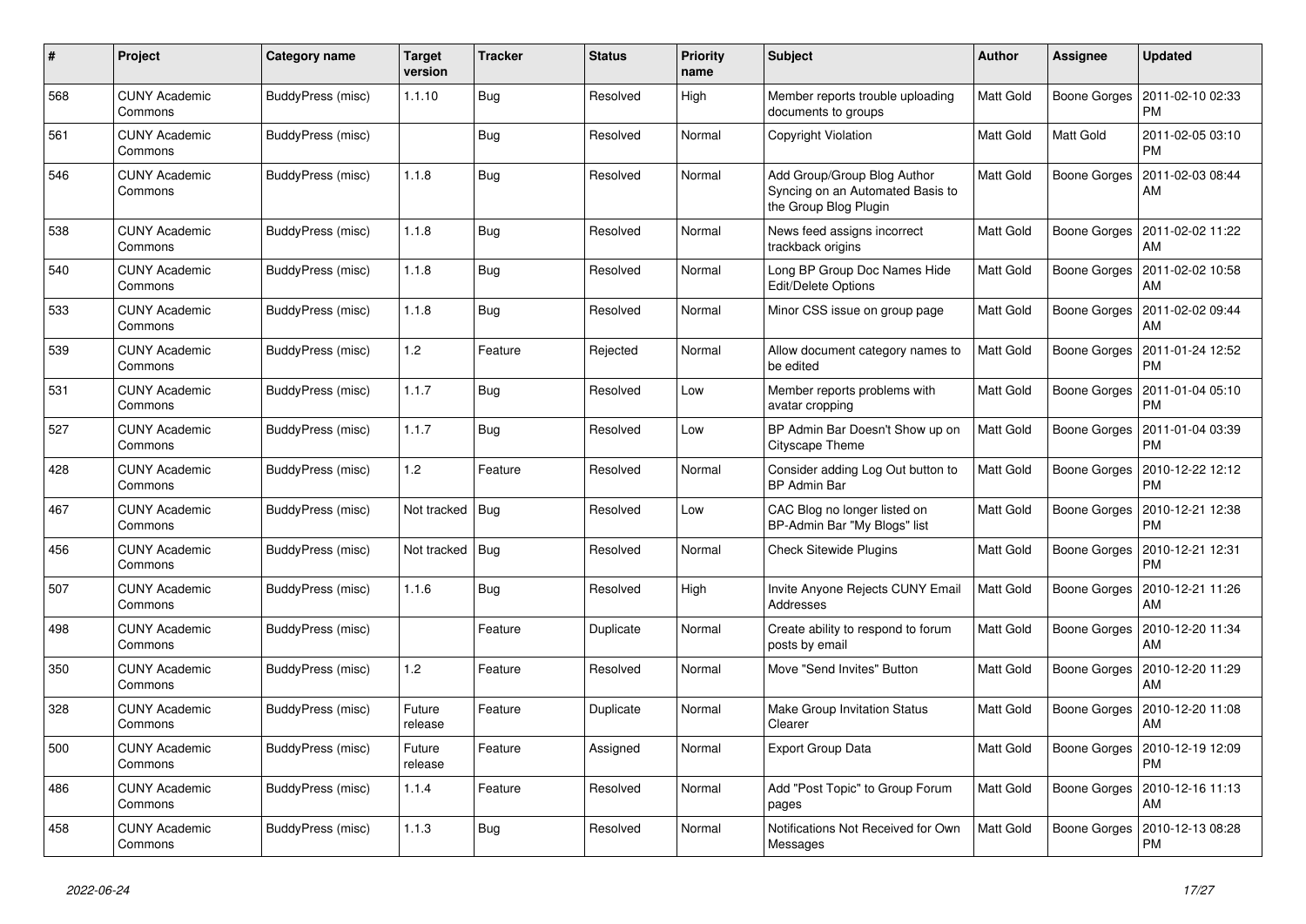| # | Project | Category name | Target version | Tracker | Status | Priority name | Subject | Author | Assignee | Updated |
|---|---|---|---|---|---|---|---|---|---|---|
| 568 | CUNY Academic Commons | BuddyPress (misc) | 1.1.10 | Bug | Resolved | High | Member reports trouble uploading documents to groups | Matt Gold | Boone Gorges | 2011-02-10 02:33 PM |
| 561 | CUNY Academic Commons | BuddyPress (misc) | | Bug | Resolved | Normal | Copyright Violation | Matt Gold | Matt Gold | 2011-02-05 03:10 PM |
| 546 | CUNY Academic Commons | BuddyPress (misc) | 1.1.8 | Bug | Resolved | Normal | Add Group/Group Blog Author Syncing on an Automated Basis to the Group Blog Plugin | Matt Gold | Boone Gorges | 2011-02-03 08:44 AM |
| 538 | CUNY Academic Commons | BuddyPress (misc) | 1.1.8 | Bug | Resolved | Normal | News feed assigns incorrect trackback origins | Matt Gold | Boone Gorges | 2011-02-02 11:22 AM |
| 540 | CUNY Academic Commons | BuddyPress (misc) | 1.1.8 | Bug | Resolved | Normal | Long BP Group Doc Names Hide Edit/Delete Options | Matt Gold | Boone Gorges | 2011-02-02 10:58 AM |
| 533 | CUNY Academic Commons | BuddyPress (misc) | 1.1.8 | Bug | Resolved | Normal | Minor CSS issue on group page | Matt Gold | Boone Gorges | 2011-02-02 09:44 AM |
| 539 | CUNY Academic Commons | BuddyPress (misc) | 1.2 | Feature | Rejected | Normal | Allow document category names to be edited | Matt Gold | Boone Gorges | 2011-01-24 12:52 PM |
| 531 | CUNY Academic Commons | BuddyPress (misc) | 1.1.7 | Bug | Resolved | Low | Member reports problems with avatar cropping | Matt Gold | Boone Gorges | 2011-01-04 05:10 PM |
| 527 | CUNY Academic Commons | BuddyPress (misc) | 1.1.7 | Bug | Resolved | Low | BP Admin Bar Doesn't Show up on Cityscape Theme | Matt Gold | Boone Gorges | 2011-01-04 03:39 PM |
| 428 | CUNY Academic Commons | BuddyPress (misc) | 1.2 | Feature | Resolved | Normal | Consider adding Log Out button to BP Admin Bar | Matt Gold | Boone Gorges | 2010-12-22 12:12 PM |
| 467 | CUNY Academic Commons | BuddyPress (misc) | Not tracked | Bug | Resolved | Low | CAC Blog no longer listed on BP-Admin Bar "My Blogs" list | Matt Gold | Boone Gorges | 2010-12-21 12:38 PM |
| 456 | CUNY Academic Commons | BuddyPress (misc) | Not tracked | Bug | Resolved | Normal | Check Sitewide Plugins | Matt Gold | Boone Gorges | 2010-12-21 12:31 PM |
| 507 | CUNY Academic Commons | BuddyPress (misc) | 1.1.6 | Bug | Resolved | High | Invite Anyone Rejects CUNY Email Addresses | Matt Gold | Boone Gorges | 2010-12-21 11:26 AM |
| 498 | CUNY Academic Commons | BuddyPress (misc) | | Feature | Duplicate | Normal | Create ability to respond to forum posts by email | Matt Gold | Boone Gorges | 2010-12-20 11:34 AM |
| 350 | CUNY Academic Commons | BuddyPress (misc) | 1.2 | Feature | Resolved | Normal | Move "Send Invites" Button | Matt Gold | Boone Gorges | 2010-12-20 11:29 AM |
| 328 | CUNY Academic Commons | BuddyPress (misc) | Future release | Feature | Duplicate | Normal | Make Group Invitation Status Clearer | Matt Gold | Boone Gorges | 2010-12-20 11:08 AM |
| 500 | CUNY Academic Commons | BuddyPress (misc) | Future release | Feature | Assigned | Normal | Export Group Data | Matt Gold | Boone Gorges | 2010-12-19 12:09 PM |
| 486 | CUNY Academic Commons | BuddyPress (misc) | 1.1.4 | Feature | Resolved | Normal | Add "Post Topic" to Group Forum pages | Matt Gold | Boone Gorges | 2010-12-16 11:13 AM |
| 458 | CUNY Academic Commons | BuddyPress (misc) | 1.1.3 | Bug | Resolved | Normal | Notifications Not Received for Own Messages | Matt Gold | Boone Gorges | 2010-12-13 08:28 PM |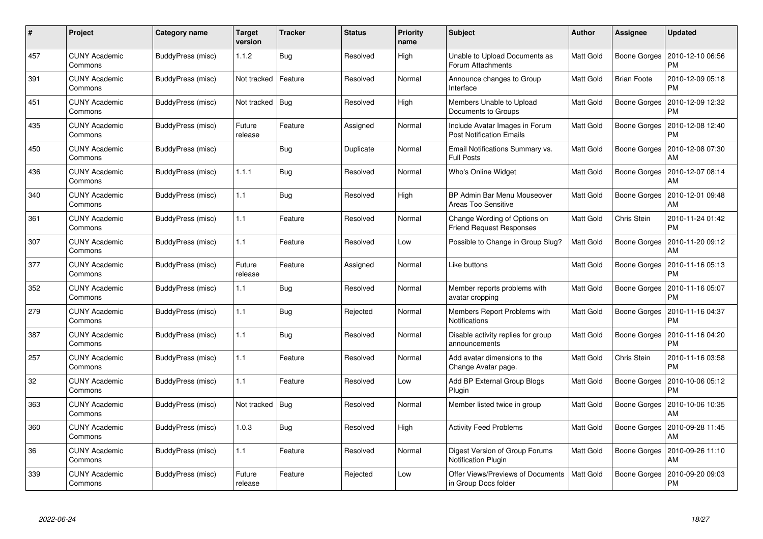| # | Project | Category name | Target version | Tracker | Status | Priority name | Subject | Author | Assignee | Updated |
|---|---|---|---|---|---|---|---|---|---|---|
| 457 | CUNY Academic Commons | BuddyPress (misc) | 1.1.2 | Bug | Resolved | High | Unable to Upload Documents as Forum Attachments | Matt Gold | Boone Gorges | 2010-12-10 06:56 PM |
| 391 | CUNY Academic Commons | BuddyPress (misc) | Not tracked | Feature | Resolved | Normal | Announce changes to Group Interface | Matt Gold | Brian Foote | 2010-12-09 05:18 PM |
| 451 | CUNY Academic Commons | BuddyPress (misc) | Not tracked | Bug | Resolved | High | Members Unable to Upload Documents to Groups | Matt Gold | Boone Gorges | 2010-12-09 12:32 PM |
| 435 | CUNY Academic Commons | BuddyPress (misc) | Future release | Feature | Assigned | Normal | Include Avatar Images in Forum Post Notification Emails | Matt Gold | Boone Gorges | 2010-12-08 12:40 PM |
| 450 | CUNY Academic Commons | BuddyPress (misc) | | Bug | Duplicate | Normal | Email Notifications Summary vs. Full Posts | Matt Gold | Boone Gorges | 2010-12-08 07:30 AM |
| 436 | CUNY Academic Commons | BuddyPress (misc) | 1.1.1 | Bug | Resolved | Normal | Who's Online Widget | Matt Gold | Boone Gorges | 2010-12-07 08:14 AM |
| 340 | CUNY Academic Commons | BuddyPress (misc) | 1.1 | Bug | Resolved | High | BP Admin Bar Menu Mouseover Areas Too Sensitive | Matt Gold | Boone Gorges | 2010-12-01 09:48 AM |
| 361 | CUNY Academic Commons | BuddyPress (misc) | 1.1 | Feature | Resolved | Normal | Change Wording of Options on Friend Request Responses | Matt Gold | Chris Stein | 2010-11-24 01:42 PM |
| 307 | CUNY Academic Commons | BuddyPress (misc) | 1.1 | Feature | Resolved | Low | Possible to Change in Group Slug? | Matt Gold | Boone Gorges | 2010-11-20 09:12 AM |
| 377 | CUNY Academic Commons | BuddyPress (misc) | Future release | Feature | Assigned | Normal | Like buttons | Matt Gold | Boone Gorges | 2010-11-16 05:13 PM |
| 352 | CUNY Academic Commons | BuddyPress (misc) | 1.1 | Bug | Resolved | Normal | Member reports problems with avatar cropping | Matt Gold | Boone Gorges | 2010-11-16 05:07 PM |
| 279 | CUNY Academic Commons | BuddyPress (misc) | 1.1 | Bug | Rejected | Normal | Members Report Problems with Notifications | Matt Gold | Boone Gorges | 2010-11-16 04:37 PM |
| 387 | CUNY Academic Commons | BuddyPress (misc) | 1.1 | Bug | Resolved | Normal | Disable activity replies for group announcements | Matt Gold | Boone Gorges | 2010-11-16 04:20 PM |
| 257 | CUNY Academic Commons | BuddyPress (misc) | 1.1 | Feature | Resolved | Normal | Add avatar dimensions to the Change Avatar page. | Matt Gold | Chris Stein | 2010-11-16 03:58 PM |
| 32 | CUNY Academic Commons | BuddyPress (misc) | 1.1 | Feature | Resolved | Low | Add BP External Group Blogs Plugin | Matt Gold | Boone Gorges | 2010-10-06 05:12 PM |
| 363 | CUNY Academic Commons | BuddyPress (misc) | Not tracked | Bug | Resolved | Normal | Member listed twice in group | Matt Gold | Boone Gorges | 2010-10-06 10:35 AM |
| 360 | CUNY Academic Commons | BuddyPress (misc) | 1.0.3 | Bug | Resolved | High | Activity Feed Problems | Matt Gold | Boone Gorges | 2010-09-28 11:45 AM |
| 36 | CUNY Academic Commons | BuddyPress (misc) | 1.1 | Feature | Resolved | Normal | Digest Version of Group Forums Notification Plugin | Matt Gold | Boone Gorges | 2010-09-26 11:10 AM |
| 339 | CUNY Academic Commons | BuddyPress (misc) | Future release | Feature | Rejected | Low | Offer Views/Previews of Documents in Group Docs folder | Matt Gold | Boone Gorges | 2010-09-20 09:03 PM |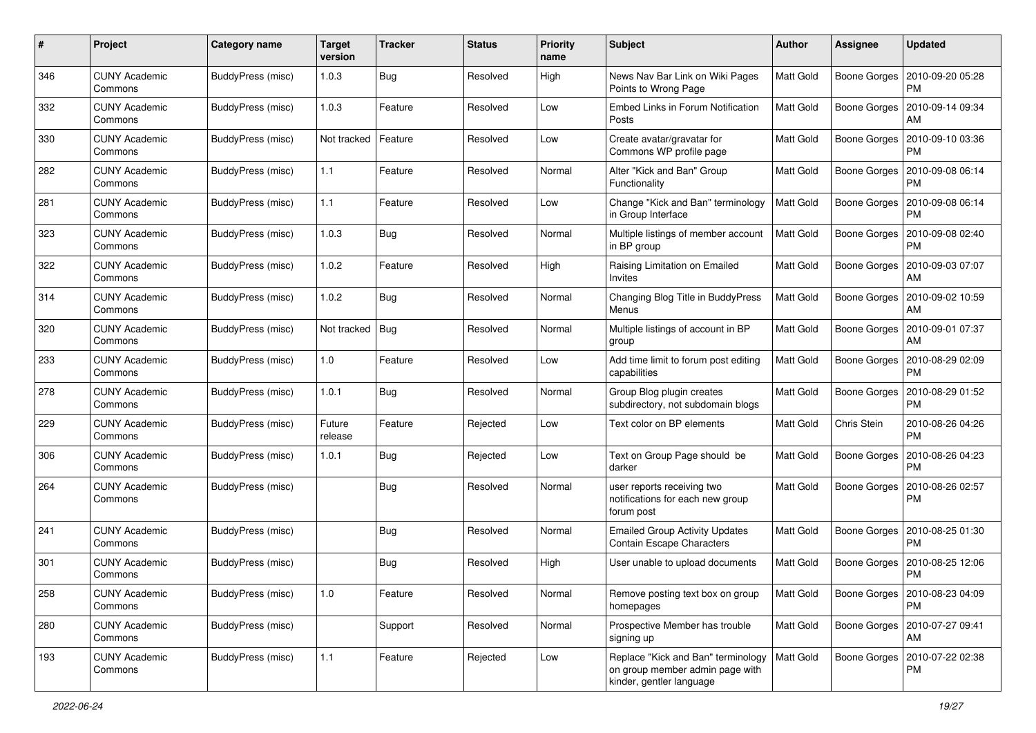| # | Project | Category name | Target version | Tracker | Status | Priority name | Subject | Author | Assignee | Updated |
|---|---|---|---|---|---|---|---|---|---|---|
| 346 | CUNY Academic Commons | BuddyPress (misc) | 1.0.3 | Bug | Resolved | High | News Nav Bar Link on Wiki Pages Points to Wrong Page | Matt Gold | Boone Gorges | 2010-09-20 05:28 PM |
| 332 | CUNY Academic Commons | BuddyPress (misc) | 1.0.3 | Feature | Resolved | Low | Embed Links in Forum Notification Posts | Matt Gold | Boone Gorges | 2010-09-14 09:34 AM |
| 330 | CUNY Academic Commons | BuddyPress (misc) | Not tracked | Feature | Resolved | Low | Create avatar/gravatar for Commons WP profile page | Matt Gold | Boone Gorges | 2010-09-10 03:36 PM |
| 282 | CUNY Academic Commons | BuddyPress (misc) | 1.1 | Feature | Resolved | Normal | Alter "Kick and Ban" Group Functionality | Matt Gold | Boone Gorges | 2010-09-08 06:14 PM |
| 281 | CUNY Academic Commons | BuddyPress (misc) | 1.1 | Feature | Resolved | Low | Change "Kick and Ban" terminology in Group Interface | Matt Gold | Boone Gorges | 2010-09-08 06:14 PM |
| 323 | CUNY Academic Commons | BuddyPress (misc) | 1.0.3 | Bug | Resolved | Normal | Multiple listings of member account in BP group | Matt Gold | Boone Gorges | 2010-09-08 02:40 PM |
| 322 | CUNY Academic Commons | BuddyPress (misc) | 1.0.2 | Feature | Resolved | High | Raising Limitation on Emailed Invites | Matt Gold | Boone Gorges | 2010-09-03 07:07 AM |
| 314 | CUNY Academic Commons | BuddyPress (misc) | 1.0.2 | Bug | Resolved | Normal | Changing Blog Title in BuddyPress Menus | Matt Gold | Boone Gorges | 2010-09-02 10:59 AM |
| 320 | CUNY Academic Commons | BuddyPress (misc) | Not tracked | Bug | Resolved | Normal | Multiple listings of account in BP group | Matt Gold | Boone Gorges | 2010-09-01 07:37 AM |
| 233 | CUNY Academic Commons | BuddyPress (misc) | 1.0 | Feature | Resolved | Low | Add time limit to forum post editing capabilities | Matt Gold | Boone Gorges | 2010-08-29 02:09 PM |
| 278 | CUNY Academic Commons | BuddyPress (misc) | 1.0.1 | Bug | Resolved | Normal | Group Blog plugin creates subdirectory, not subdomain blogs | Matt Gold | Boone Gorges | 2010-08-29 01:52 PM |
| 229 | CUNY Academic Commons | BuddyPress (misc) | Future release | Feature | Rejected | Low | Text color on BP elements | Matt Gold | Chris Stein | 2010-08-26 04:26 PM |
| 306 | CUNY Academic Commons | BuddyPress (misc) | 1.0.1 | Bug | Rejected | Low | Text on Group Page should be darker | Matt Gold | Boone Gorges | 2010-08-26 04:23 PM |
| 264 | CUNY Academic Commons | BuddyPress (misc) | | Bug | Resolved | Normal | user reports receiving two notifications for each new group forum post | Matt Gold | Boone Gorges | 2010-08-26 02:57 PM |
| 241 | CUNY Academic Commons | BuddyPress (misc) | | Bug | Resolved | Normal | Emailed Group Activity Updates Contain Escape Characters | Matt Gold | Boone Gorges | 2010-08-25 01:30 PM |
| 301 | CUNY Academic Commons | BuddyPress (misc) | | Bug | Resolved | High | User unable to upload documents | Matt Gold | Boone Gorges | 2010-08-25 12:06 PM |
| 258 | CUNY Academic Commons | BuddyPress (misc) | 1.0 | Feature | Resolved | Normal | Remove posting text box on group homepages | Matt Gold | Boone Gorges | 2010-08-23 04:09 PM |
| 280 | CUNY Academic Commons | BuddyPress (misc) | | Support | Resolved | Normal | Prospective Member has trouble signing up | Matt Gold | Boone Gorges | 2010-07-27 09:41 AM |
| 193 | CUNY Academic Commons | BuddyPress (misc) | 1.1 | Feature | Rejected | Low | Replace "Kick and Ban" terminology on group member admin page with kinder, gentler language | Matt Gold | Boone Gorges | 2010-07-22 02:38 PM |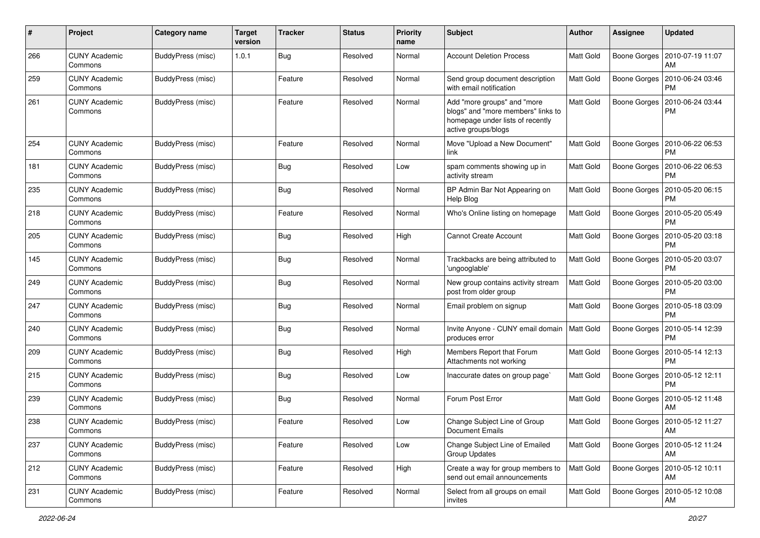| # | Project | Category name | Target version | Tracker | Status | Priority name | Subject | Author | Assignee | Updated |
|---|---|---|---|---|---|---|---|---|---|---|
| 266 | CUNY Academic Commons | BuddyPress (misc) | 1.0.1 | Bug | Resolved | Normal | Account Deletion Process | Matt Gold | Boone Gorges | 2010-07-19 11:07 AM |
| 259 | CUNY Academic Commons | BuddyPress (misc) | | Feature | Resolved | Normal | Send group document description with email notification | Matt Gold | Boone Gorges | 2010-06-24 03:46 PM |
| 261 | CUNY Academic Commons | BuddyPress (misc) | | Feature | Resolved | Normal | Add "more groups" and "more blogs" and "more members" links to homepage under lists of recently active groups/blogs | Matt Gold | Boone Gorges | 2010-06-24 03:44 PM |
| 254 | CUNY Academic Commons | BuddyPress (misc) | | Feature | Resolved | Normal | Move "Upload a New Document" link | Matt Gold | Boone Gorges | 2010-06-22 06:53 PM |
| 181 | CUNY Academic Commons | BuddyPress (misc) | | Bug | Resolved | Low | spam comments showing up in activity stream | Matt Gold | Boone Gorges | 2010-06-22 06:53 PM |
| 235 | CUNY Academic Commons | BuddyPress (misc) | | Bug | Resolved | Normal | BP Admin Bar Not Appearing on Help Blog | Matt Gold | Boone Gorges | 2010-05-20 06:15 PM |
| 218 | CUNY Academic Commons | BuddyPress (misc) | | Feature | Resolved | Normal | Who's Online listing on homepage | Matt Gold | Boone Gorges | 2010-05-20 05:49 PM |
| 205 | CUNY Academic Commons | BuddyPress (misc) | | Bug | Resolved | High | Cannot Create Account | Matt Gold | Boone Gorges | 2010-05-20 03:18 PM |
| 145 | CUNY Academic Commons | BuddyPress (misc) | | Bug | Resolved | Normal | Trackbacks are being attributed to 'ungooglable' | Matt Gold | Boone Gorges | 2010-05-20 03:07 PM |
| 249 | CUNY Academic Commons | BuddyPress (misc) | | Bug | Resolved | Normal | New group contains activity stream post from older group | Matt Gold | Boone Gorges | 2010-05-20 03:00 PM |
| 247 | CUNY Academic Commons | BuddyPress (misc) | | Bug | Resolved | Normal | Email problem on signup | Matt Gold | Boone Gorges | 2010-05-18 03:09 PM |
| 240 | CUNY Academic Commons | BuddyPress (misc) | | Bug | Resolved | Normal | Invite Anyone - CUNY email domain produces error | Matt Gold | Boone Gorges | 2010-05-14 12:39 PM |
| 209 | CUNY Academic Commons | BuddyPress (misc) | | Bug | Resolved | High | Members Report that Forum Attachments not working | Matt Gold | Boone Gorges | 2010-05-14 12:13 PM |
| 215 | CUNY Academic Commons | BuddyPress (misc) | | Bug | Resolved | Low | Inaccurate dates on group page` | Matt Gold | Boone Gorges | 2010-05-12 12:11 PM |
| 239 | CUNY Academic Commons | BuddyPress (misc) | | Bug | Resolved | Normal | Forum Post Error | Matt Gold | Boone Gorges | 2010-05-12 11:48 AM |
| 238 | CUNY Academic Commons | BuddyPress (misc) | | Feature | Resolved | Low | Change Subject Line of Group Document Emails | Matt Gold | Boone Gorges | 2010-05-12 11:27 AM |
| 237 | CUNY Academic Commons | BuddyPress (misc) | | Feature | Resolved | Low | Change Subject Line of Emailed Group Updates | Matt Gold | Boone Gorges | 2010-05-12 11:24 AM |
| 212 | CUNY Academic Commons | BuddyPress (misc) | | Feature | Resolved | High | Create a way for group members to send out email announcements | Matt Gold | Boone Gorges | 2010-05-12 10:11 AM |
| 231 | CUNY Academic Commons | BuddyPress (misc) | | Feature | Resolved | Normal | Select from all groups on email invites | Matt Gold | Boone Gorges | 2010-05-12 10:08 AM |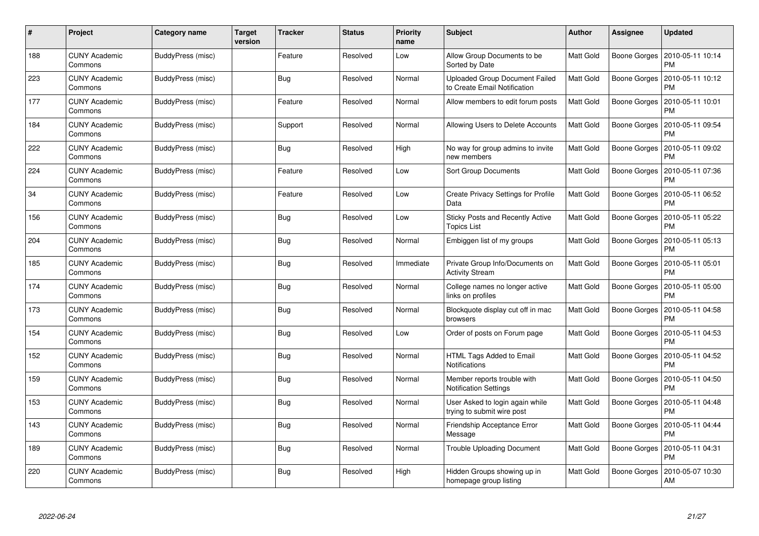| # | Project | Category name | Target version | Tracker | Status | Priority name | Subject | Author | Assignee | Updated |
|---|---|---|---|---|---|---|---|---|---|---|
| 188 | CUNY Academic Commons | BuddyPress (misc) | | Feature | Resolved | Low | Allow Group Documents to be Sorted by Date | Matt Gold | Boone Gorges | 2010-05-11 10:14 PM |
| 223 | CUNY Academic Commons | BuddyPress (misc) | | Bug | Resolved | Normal | Uploaded Group Document Failed to Create Email Notification | Matt Gold | Boone Gorges | 2010-05-11 10:12 PM |
| 177 | CUNY Academic Commons | BuddyPress (misc) | | Feature | Resolved | Normal | Allow members to edit forum posts | Matt Gold | Boone Gorges | 2010-05-11 10:01 PM |
| 184 | CUNY Academic Commons | BuddyPress (misc) | | Support | Resolved | Normal | Allowing Users to Delete Accounts | Matt Gold | Boone Gorges | 2010-05-11 09:54 PM |
| 222 | CUNY Academic Commons | BuddyPress (misc) | | Bug | Resolved | High | No way for group admins to invite new members | Matt Gold | Boone Gorges | 2010-05-11 09:02 PM |
| 224 | CUNY Academic Commons | BuddyPress (misc) | | Feature | Resolved | Low | Sort Group Documents | Matt Gold | Boone Gorges | 2010-05-11 07:36 PM |
| 34 | CUNY Academic Commons | BuddyPress (misc) | | Feature | Resolved | Low | Create Privacy Settings for Profile Data | Matt Gold | Boone Gorges | 2010-05-11 06:52 PM |
| 156 | CUNY Academic Commons | BuddyPress (misc) | | Bug | Resolved | Low | Sticky Posts and Recently Active Topics List | Matt Gold | Boone Gorges | 2010-05-11 05:22 PM |
| 204 | CUNY Academic Commons | BuddyPress (misc) | | Bug | Resolved | Normal | Embiggen list of my groups | Matt Gold | Boone Gorges | 2010-05-11 05:13 PM |
| 185 | CUNY Academic Commons | BuddyPress (misc) | | Bug | Resolved | Immediate | Private Group Info/Documents on Activity Stream | Matt Gold | Boone Gorges | 2010-05-11 05:01 PM |
| 174 | CUNY Academic Commons | BuddyPress (misc) | | Bug | Resolved | Normal | College names no longer active links on profiles | Matt Gold | Boone Gorges | 2010-05-11 05:00 PM |
| 173 | CUNY Academic Commons | BuddyPress (misc) | | Bug | Resolved | Normal | Blockquote display cut off in mac browsers | Matt Gold | Boone Gorges | 2010-05-11 04:58 PM |
| 154 | CUNY Academic Commons | BuddyPress (misc) | | Bug | Resolved | Low | Order of posts on Forum page | Matt Gold | Boone Gorges | 2010-05-11 04:53 PM |
| 152 | CUNY Academic Commons | BuddyPress (misc) | | Bug | Resolved | Normal | HTML Tags Added to Email Notifications | Matt Gold | Boone Gorges | 2010-05-11 04:52 PM |
| 159 | CUNY Academic Commons | BuddyPress (misc) | | Bug | Resolved | Normal | Member reports trouble with Notification Settings | Matt Gold | Boone Gorges | 2010-05-11 04:50 PM |
| 153 | CUNY Academic Commons | BuddyPress (misc) | | Bug | Resolved | Normal | User Asked to login again while trying to submit wire post | Matt Gold | Boone Gorges | 2010-05-11 04:48 PM |
| 143 | CUNY Academic Commons | BuddyPress (misc) | | Bug | Resolved | Normal | Friendship Acceptance Error Message | Matt Gold | Boone Gorges | 2010-05-11 04:44 PM |
| 189 | CUNY Academic Commons | BuddyPress (misc) | | Bug | Resolved | Normal | Trouble Uploading Document | Matt Gold | Boone Gorges | 2010-05-11 04:31 PM |
| 220 | CUNY Academic Commons | BuddyPress (misc) | | Bug | Resolved | High | Hidden Groups showing up in homepage group listing | Matt Gold | Boone Gorges | 2010-05-07 10:30 AM |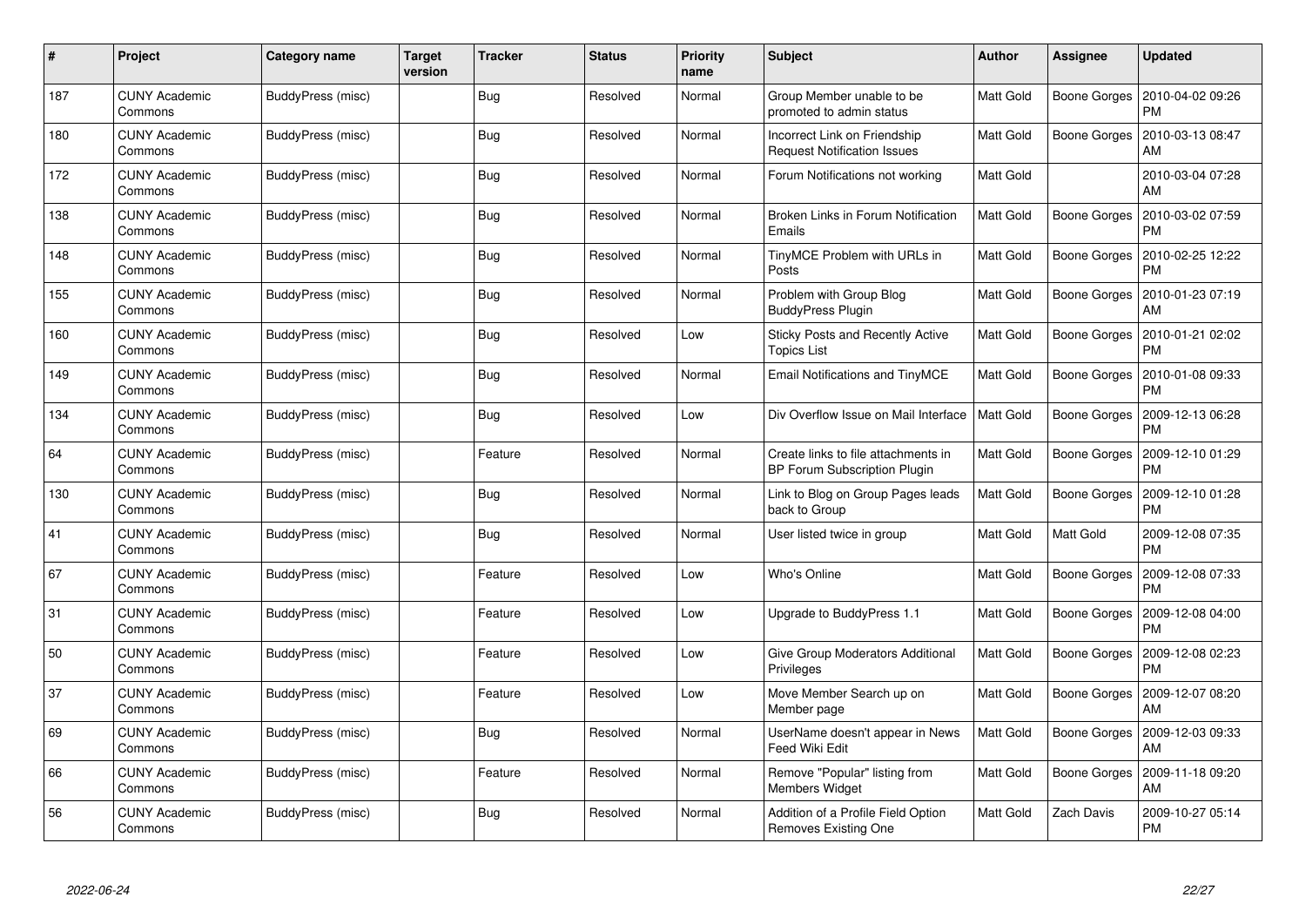| # | Project | Category name | Target version | Tracker | Status | Priority name | Subject | Author | Assignee | Updated |
|---|---|---|---|---|---|---|---|---|---|---|
| 187 | CUNY Academic Commons | BuddyPress (misc) | | Bug | Resolved | Normal | Group Member unable to be promoted to admin status | Matt Gold | Boone Gorges | 2010-04-02 09:26 PM |
| 180 | CUNY Academic Commons | BuddyPress (misc) | | Bug | Resolved | Normal | Incorrect Link on Friendship Request Notification Issues | Matt Gold | Boone Gorges | 2010-03-13 08:47 AM |
| 172 | CUNY Academic Commons | BuddyPress (misc) | | Bug | Resolved | Normal | Forum Notifications not working | Matt Gold | | 2010-03-04 07:28 AM |
| 138 | CUNY Academic Commons | BuddyPress (misc) | | Bug | Resolved | Normal | Broken Links in Forum Notification Emails | Matt Gold | Boone Gorges | 2010-03-02 07:59 PM |
| 148 | CUNY Academic Commons | BuddyPress (misc) | | Bug | Resolved | Normal | TinyMCE Problem with URLs in Posts | Matt Gold | Boone Gorges | 2010-02-25 12:22 PM |
| 155 | CUNY Academic Commons | BuddyPress (misc) | | Bug | Resolved | Normal | Problem with Group Blog BuddyPress Plugin | Matt Gold | Boone Gorges | 2010-01-23 07:19 AM |
| 160 | CUNY Academic Commons | BuddyPress (misc) | | Bug | Resolved | Low | Sticky Posts and Recently Active Topics List | Matt Gold | Boone Gorges | 2010-01-21 02:02 PM |
| 149 | CUNY Academic Commons | BuddyPress (misc) | | Bug | Resolved | Normal | Email Notifications and TinyMCE | Matt Gold | Boone Gorges | 2010-01-08 09:33 PM |
| 134 | CUNY Academic Commons | BuddyPress (misc) | | Bug | Resolved | Low | Div Overflow Issue on Mail Interface | Matt Gold | Boone Gorges | 2009-12-13 06:28 PM |
| 64 | CUNY Academic Commons | BuddyPress (misc) | | Feature | Resolved | Normal | Create links to file attachments in BP Forum Subscription Plugin | Matt Gold | Boone Gorges | 2009-12-10 01:29 PM |
| 130 | CUNY Academic Commons | BuddyPress (misc) | | Bug | Resolved | Normal | Link to Blog on Group Pages leads back to Group | Matt Gold | Boone Gorges | 2009-12-10 01:28 PM |
| 41 | CUNY Academic Commons | BuddyPress (misc) | | Bug | Resolved | Normal | User listed twice in group | Matt Gold | Matt Gold | 2009-12-08 07:35 PM |
| 67 | CUNY Academic Commons | BuddyPress (misc) | | Feature | Resolved | Low | Who's Online | Matt Gold | Boone Gorges | 2009-12-08 07:33 PM |
| 31 | CUNY Academic Commons | BuddyPress (misc) | | Feature | Resolved | Low | Upgrade to BuddyPress 1.1 | Matt Gold | Boone Gorges | 2009-12-08 04:00 PM |
| 50 | CUNY Academic Commons | BuddyPress (misc) | | Feature | Resolved | Low | Give Group Moderators Additional Privileges | Matt Gold | Boone Gorges | 2009-12-08 02:23 PM |
| 37 | CUNY Academic Commons | BuddyPress (misc) | | Feature | Resolved | Low | Move Member Search up on Member page | Matt Gold | Boone Gorges | 2009-12-07 08:20 AM |
| 69 | CUNY Academic Commons | BuddyPress (misc) | | Bug | Resolved | Normal | UserName doesn't appear in News Feed Wiki Edit | Matt Gold | Boone Gorges | 2009-12-03 09:33 AM |
| 66 | CUNY Academic Commons | BuddyPress (misc) | | Feature | Resolved | Normal | Remove "Popular" listing from Members Widget | Matt Gold | Boone Gorges | 2009-11-18 09:20 AM |
| 56 | CUNY Academic Commons | BuddyPress (misc) | | Bug | Resolved | Normal | Addition of a Profile Field Option Removes Existing One | Matt Gold | Zach Davis | 2009-10-27 05:14 PM |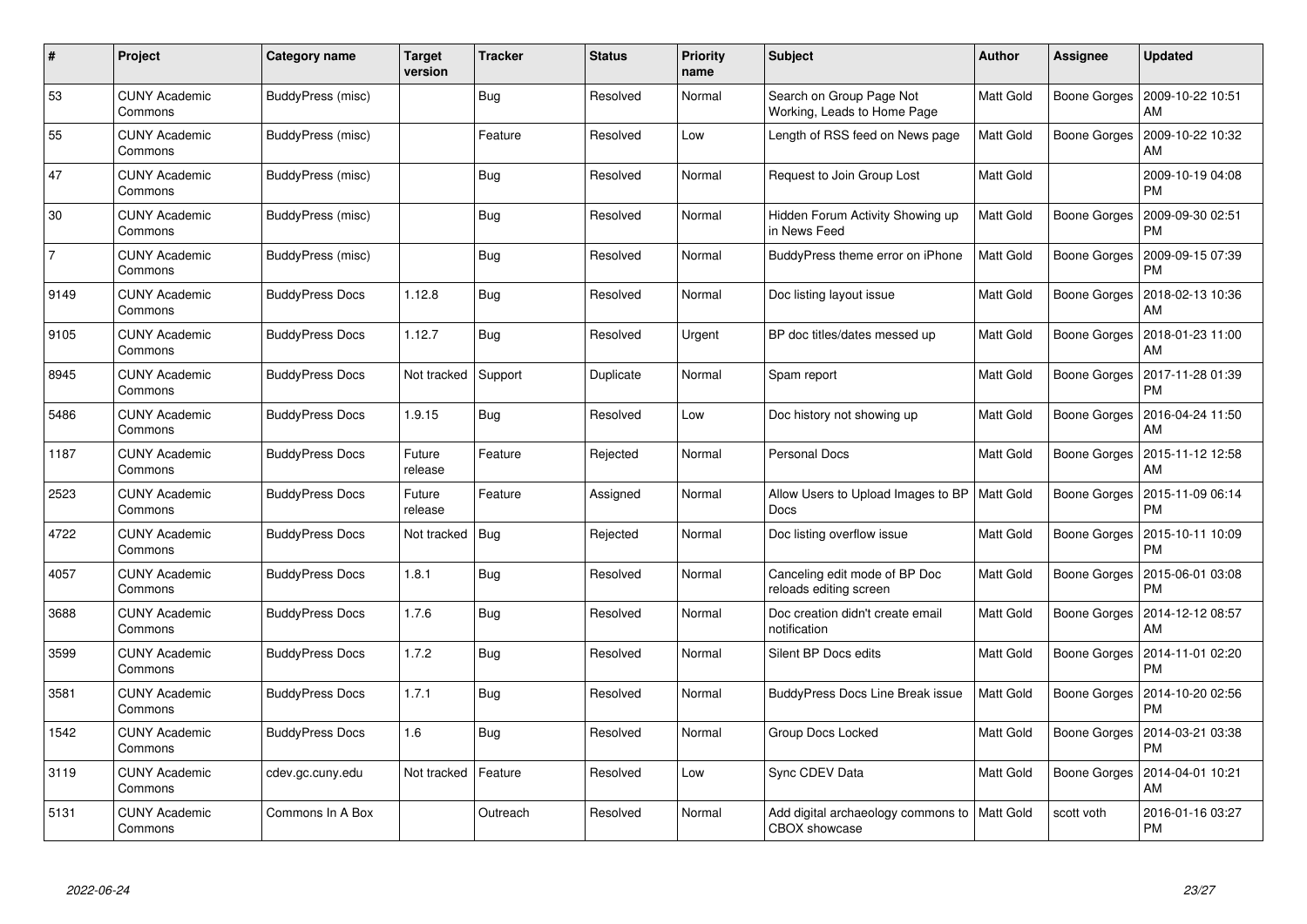| # | Project | Category name | Target version | Tracker | Status | Priority name | Subject | Author | Assignee | Updated |
|---|---|---|---|---|---|---|---|---|---|---|
| 53 | CUNY Academic Commons | BuddyPress (misc) | | Bug | Resolved | Normal | Search on Group Page Not Working, Leads to Home Page | Matt Gold | Boone Gorges | 2009-10-22 10:51 AM |
| 55 | CUNY Academic Commons | BuddyPress (misc) | | Feature | Resolved | Low | Length of RSS feed on News page | Matt Gold | Boone Gorges | 2009-10-22 10:32 AM |
| 47 | CUNY Academic Commons | BuddyPress (misc) | | Bug | Resolved | Normal | Request to Join Group Lost | Matt Gold | | 2009-10-19 04:08 PM |
| 30 | CUNY Academic Commons | BuddyPress (misc) | | Bug | Resolved | Normal | Hidden Forum Activity Showing up in News Feed | Matt Gold | Boone Gorges | 2009-09-30 02:51 PM |
| 7 | CUNY Academic Commons | BuddyPress (misc) | | Bug | Resolved | Normal | BuddyPress theme error on iPhone | Matt Gold | Boone Gorges | 2009-09-15 07:39 PM |
| 9149 | CUNY Academic Commons | BuddyPress Docs | 1.12.8 | Bug | Resolved | Normal | Doc listing layout issue | Matt Gold | Boone Gorges | 2018-02-13 10:36 AM |
| 9105 | CUNY Academic Commons | BuddyPress Docs | 1.12.7 | Bug | Resolved | Urgent | BP doc titles/dates messed up | Matt Gold | Boone Gorges | 2018-01-23 11:00 AM |
| 8945 | CUNY Academic Commons | BuddyPress Docs | Not tracked | Support | Duplicate | Normal | Spam report | Matt Gold | Boone Gorges | 2017-11-28 01:39 PM |
| 5486 | CUNY Academic Commons | BuddyPress Docs | 1.9.15 | Bug | Resolved | Low | Doc history not showing up | Matt Gold | Boone Gorges | 2016-04-24 11:50 AM |
| 1187 | CUNY Academic Commons | BuddyPress Docs | Future release | Feature | Rejected | Normal | Personal Docs | Matt Gold | Boone Gorges | 2015-11-12 12:58 AM |
| 2523 | CUNY Academic Commons | BuddyPress Docs | Future release | Feature | Assigned | Normal | Allow Users to Upload Images to BP Docs | Matt Gold | Boone Gorges | 2015-11-09 06:14 PM |
| 4722 | CUNY Academic Commons | BuddyPress Docs | Not tracked | Bug | Rejected | Normal | Doc listing overflow issue | Matt Gold | Boone Gorges | 2015-10-11 10:09 PM |
| 4057 | CUNY Academic Commons | BuddyPress Docs | 1.8.1 | Bug | Resolved | Normal | Canceling edit mode of BP Doc reloads editing screen | Matt Gold | Boone Gorges | 2015-06-01 03:08 PM |
| 3688 | CUNY Academic Commons | BuddyPress Docs | 1.7.6 | Bug | Resolved | Normal | Doc creation didn't create email notification | Matt Gold | Boone Gorges | 2014-12-12 08:57 AM |
| 3599 | CUNY Academic Commons | BuddyPress Docs | 1.7.2 | Bug | Resolved | Normal | Silent BP Docs edits | Matt Gold | Boone Gorges | 2014-11-01 02:20 PM |
| 3581 | CUNY Academic Commons | BuddyPress Docs | 1.7.1 | Bug | Resolved | Normal | BuddyPress Docs Line Break issue | Matt Gold | Boone Gorges | 2014-10-20 02:56 PM |
| 1542 | CUNY Academic Commons | BuddyPress Docs | 1.6 | Bug | Resolved | Normal | Group Docs Locked | Matt Gold | Boone Gorges | 2014-03-21 03:38 PM |
| 3119 | CUNY Academic Commons | cdev.gc.cuny.edu | Not tracked | Feature | Resolved | Low | Sync CDEV Data | Matt Gold | Boone Gorges | 2014-04-01 10:21 AM |
| 5131 | CUNY Academic Commons | Commons In A Box | | Outreach | Resolved | Normal | Add digital archaeology commons to CBOX showcase | Matt Gold | scott voth | 2016-01-16 03:27 PM |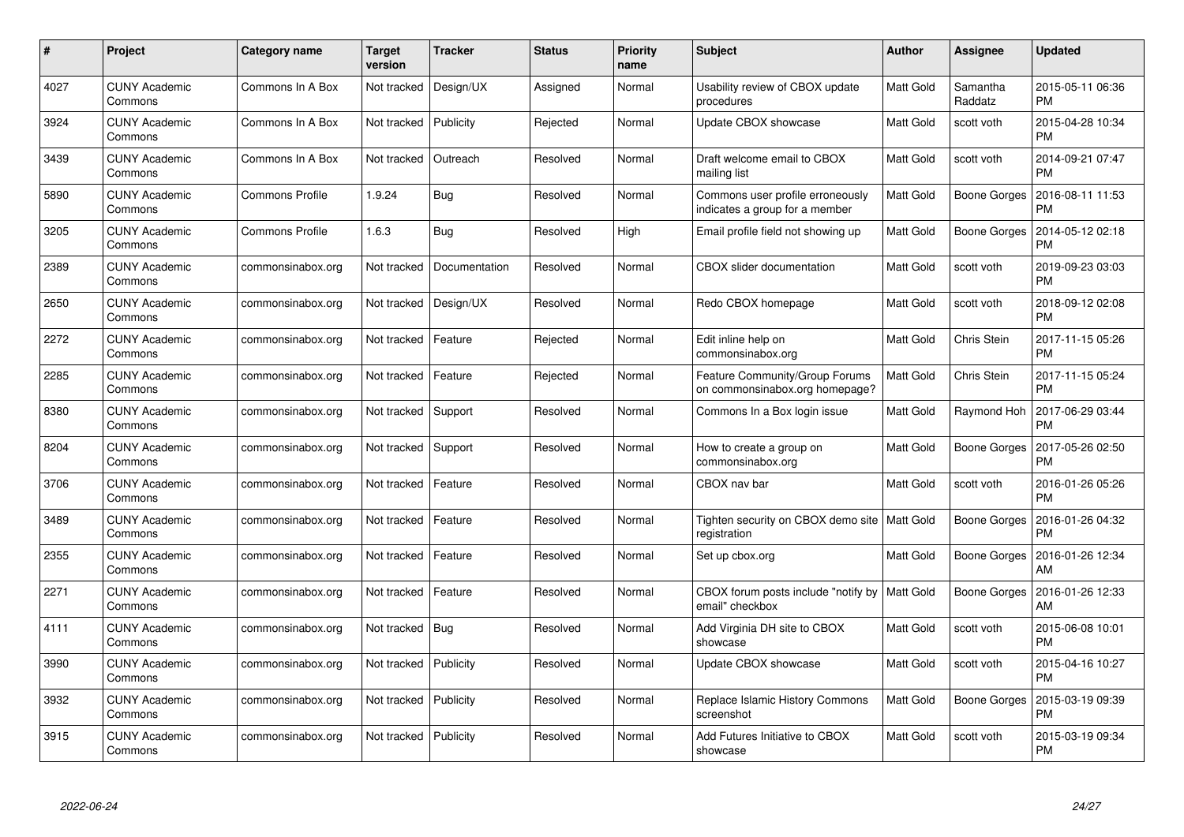| # | Project | Category name | Target version | Tracker | Status | Priority name | Subject | Author | Assignee | Updated |
| --- | --- | --- | --- | --- | --- | --- | --- | --- | --- | --- |
| 4027 | CUNY Academic Commons | Commons In A Box | Not tracked | Design/UX | Assigned | Normal | Usability review of CBOX update procedures | Matt Gold | Samantha Raddatz | 2015-05-11 06:36 PM |
| 3924 | CUNY Academic Commons | Commons In A Box | Not tracked | Publicity | Rejected | Normal | Update CBOX showcase | Matt Gold | scott voth | 2015-04-28 10:34 PM |
| 3439 | CUNY Academic Commons | Commons In A Box | Not tracked | Outreach | Resolved | Normal | Draft welcome email to CBOX mailing list | Matt Gold | scott voth | 2014-09-21 07:47 PM |
| 5890 | CUNY Academic Commons | Commons Profile | 1.9.24 | Bug | Resolved | Normal | Commons user profile erroneously indicates a group for a member | Matt Gold | Boone Gorges | 2016-08-11 11:53 PM |
| 3205 | CUNY Academic Commons | Commons Profile | 1.6.3 | Bug | Resolved | High | Email profile field not showing up | Matt Gold | Boone Gorges | 2014-05-12 02:18 PM |
| 2389 | CUNY Academic Commons | commonsinabox.org | Not tracked | Documentation | Resolved | Normal | CBOX slider documentation | Matt Gold | scott voth | 2019-09-23 03:03 PM |
| 2650 | CUNY Academic Commons | commonsinabox.org | Not tracked | Design/UX | Resolved | Normal | Redo CBOX homepage | Matt Gold | scott voth | 2018-09-12 02:08 PM |
| 2272 | CUNY Academic Commons | commonsinabox.org | Not tracked | Feature | Rejected | Normal | Edit inline help on commonsinabox.org | Matt Gold | Chris Stein | 2017-11-15 05:26 PM |
| 2285 | CUNY Academic Commons | commonsinabox.org | Not tracked | Feature | Rejected | Normal | Feature Community/Group Forums on commonsinabox.org homepage? | Matt Gold | Chris Stein | 2017-11-15 05:24 PM |
| 8380 | CUNY Academic Commons | commonsinabox.org | Not tracked | Support | Resolved | Normal | Commons In a Box login issue | Matt Gold | Raymond Hoh | 2017-06-29 03:44 PM |
| 8204 | CUNY Academic Commons | commonsinabox.org | Not tracked | Support | Resolved | Normal | How to create a group on commonsinabox.org | Matt Gold | Boone Gorges | 2017-05-26 02:50 PM |
| 3706 | CUNY Academic Commons | commonsinabox.org | Not tracked | Feature | Resolved | Normal | CBOX nav bar | Matt Gold | scott voth | 2016-01-26 05:26 PM |
| 3489 | CUNY Academic Commons | commonsinabox.org | Not tracked | Feature | Resolved | Normal | Tighten security on CBOX demo site registration | Matt Gold | Boone Gorges | 2016-01-26 04:32 PM |
| 2355 | CUNY Academic Commons | commonsinabox.org | Not tracked | Feature | Resolved | Normal | Set up cbox.org | Matt Gold | Boone Gorges | 2016-01-26 12:34 AM |
| 2271 | CUNY Academic Commons | commonsinabox.org | Not tracked | Feature | Resolved | Normal | CBOX forum posts include "notify by email" checkbox | Matt Gold | Boone Gorges | 2016-01-26 12:33 AM |
| 4111 | CUNY Academic Commons | commonsinabox.org | Not tracked | Bug | Resolved | Normal | Add Virginia DH site to CBOX showcase | Matt Gold | scott voth | 2015-06-08 10:01 PM |
| 3990 | CUNY Academic Commons | commonsinabox.org | Not tracked | Publicity | Resolved | Normal | Update CBOX showcase | Matt Gold | scott voth | 2015-04-16 10:27 PM |
| 3932 | CUNY Academic Commons | commonsinabox.org | Not tracked | Publicity | Resolved | Normal | Replace Islamic History Commons screenshot | Matt Gold | Boone Gorges | 2015-03-19 09:39 PM |
| 3915 | CUNY Academic Commons | commonsinabox.org | Not tracked | Publicity | Resolved | Normal | Add Futures Initiative to CBOX showcase | Matt Gold | scott voth | 2015-03-19 09:34 PM |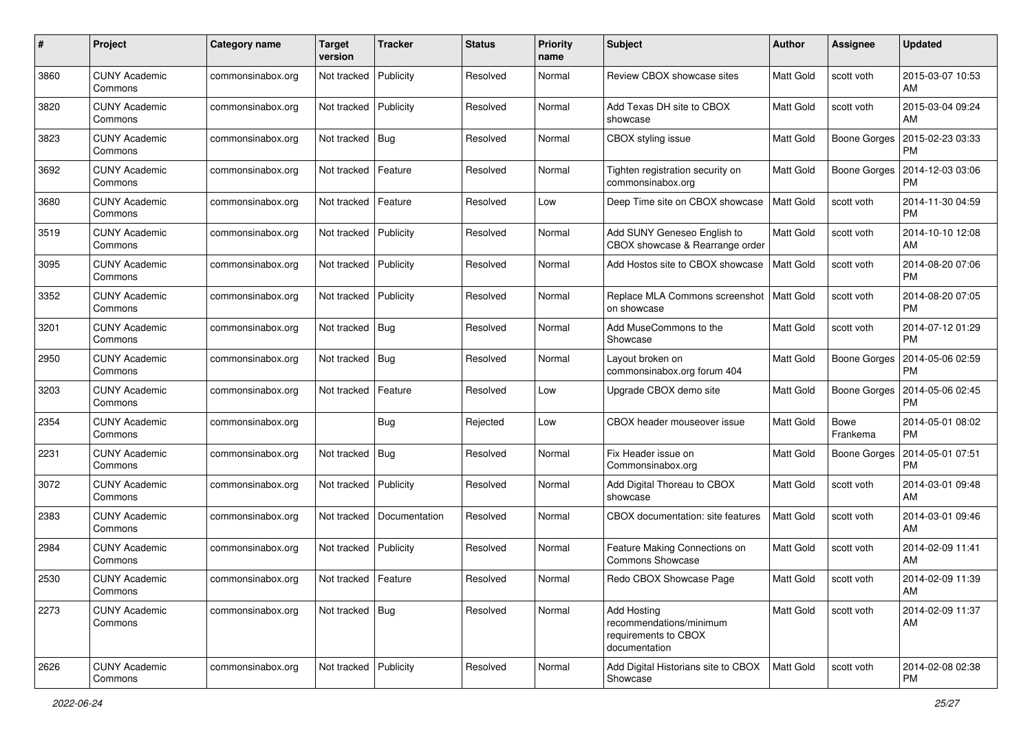| # | Project | Category name | Target version | Tracker | Status | Priority name | Subject | Author | Assignee | Updated |
|---|---|---|---|---|---|---|---|---|---|---|
| 3860 | CUNY Academic Commons | commonsinabox.org | Not tracked | Publicity | Resolved | Normal | Review CBOX showcase sites | Matt Gold | scott voth | 2015-03-07 10:53 AM |
| 3820 | CUNY Academic Commons | commonsinabox.org | Not tracked | Publicity | Resolved | Normal | Add Texas DH site to CBOX showcase | Matt Gold | scott voth | 2015-03-04 09:24 AM |
| 3823 | CUNY Academic Commons | commonsinabox.org | Not tracked | Bug | Resolved | Normal | CBOX styling issue | Matt Gold | Boone Gorges | 2015-02-23 03:33 PM |
| 3692 | CUNY Academic Commons | commonsinabox.org | Not tracked | Feature | Resolved | Normal | Tighten registration security on commonsinabox.org | Matt Gold | Boone Gorges | 2014-12-03 03:06 PM |
| 3680 | CUNY Academic Commons | commonsinabox.org | Not tracked | Feature | Resolved | Low | Deep Time site on CBOX showcase | Matt Gold | scott voth | 2014-11-30 04:59 PM |
| 3519 | CUNY Academic Commons | commonsinabox.org | Not tracked | Publicity | Resolved | Normal | Add SUNY Geneseo English to CBOX showcase & Rearrange order | Matt Gold | scott voth | 2014-10-10 12:08 AM |
| 3095 | CUNY Academic Commons | commonsinabox.org | Not tracked | Publicity | Resolved | Normal | Add Hostos site to CBOX showcase | Matt Gold | scott voth | 2014-08-20 07:06 PM |
| 3352 | CUNY Academic Commons | commonsinabox.org | Not tracked | Publicity | Resolved | Normal | Replace MLA Commons screenshot on showcase | Matt Gold | scott voth | 2014-08-20 07:05 PM |
| 3201 | CUNY Academic Commons | commonsinabox.org | Not tracked | Bug | Resolved | Normal | Add MuseCommons to the Showcase | Matt Gold | scott voth | 2014-07-12 01:29 PM |
| 2950 | CUNY Academic Commons | commonsinabox.org | Not tracked | Bug | Resolved | Normal | Layout broken on commonsinabox.org forum 404 | Matt Gold | Boone Gorges | 2014-05-06 02:59 PM |
| 3203 | CUNY Academic Commons | commonsinabox.org | Not tracked | Feature | Resolved | Low | Upgrade CBOX demo site | Matt Gold | Boone Gorges | 2014-05-06 02:45 PM |
| 2354 | CUNY Academic Commons | commonsinabox.org | | Bug | Rejected | Low | CBOX header mouseover issue | Matt Gold | Bowe Frankema | 2014-05-01 08:02 PM |
| 2231 | CUNY Academic Commons | commonsinabox.org | Not tracked | Bug | Resolved | Normal | Fix Header issue on Commonsinabox.org | Matt Gold | Boone Gorges | 2014-05-01 07:51 PM |
| 3072 | CUNY Academic Commons | commonsinabox.org | Not tracked | Publicity | Resolved | Normal | Add Digital Thoreau to CBOX showcase | Matt Gold | scott voth | 2014-03-01 09:48 AM |
| 2383 | CUNY Academic Commons | commonsinabox.org | Not tracked | Documentation | Resolved | Normal | CBOX documentation: site features | Matt Gold | scott voth | 2014-03-01 09:46 AM |
| 2984 | CUNY Academic Commons | commonsinabox.org | Not tracked | Publicity | Resolved | Normal | Feature Making Connections on Commons Showcase | Matt Gold | scott voth | 2014-02-09 11:41 AM |
| 2530 | CUNY Academic Commons | commonsinabox.org | Not tracked | Feature | Resolved | Normal | Redo CBOX Showcase Page | Matt Gold | scott voth | 2014-02-09 11:39 AM |
| 2273 | CUNY Academic Commons | commonsinabox.org | Not tracked | Bug | Resolved | Normal | Add Hosting recommendations/minimum requirements to CBOX documentation | Matt Gold | scott voth | 2014-02-09 11:37 AM |
| 2626 | CUNY Academic Commons | commonsinabox.org | Not tracked | Publicity | Resolved | Normal | Add Digital Historians site to CBOX Showcase | Matt Gold | scott voth | 2014-02-08 02:38 PM |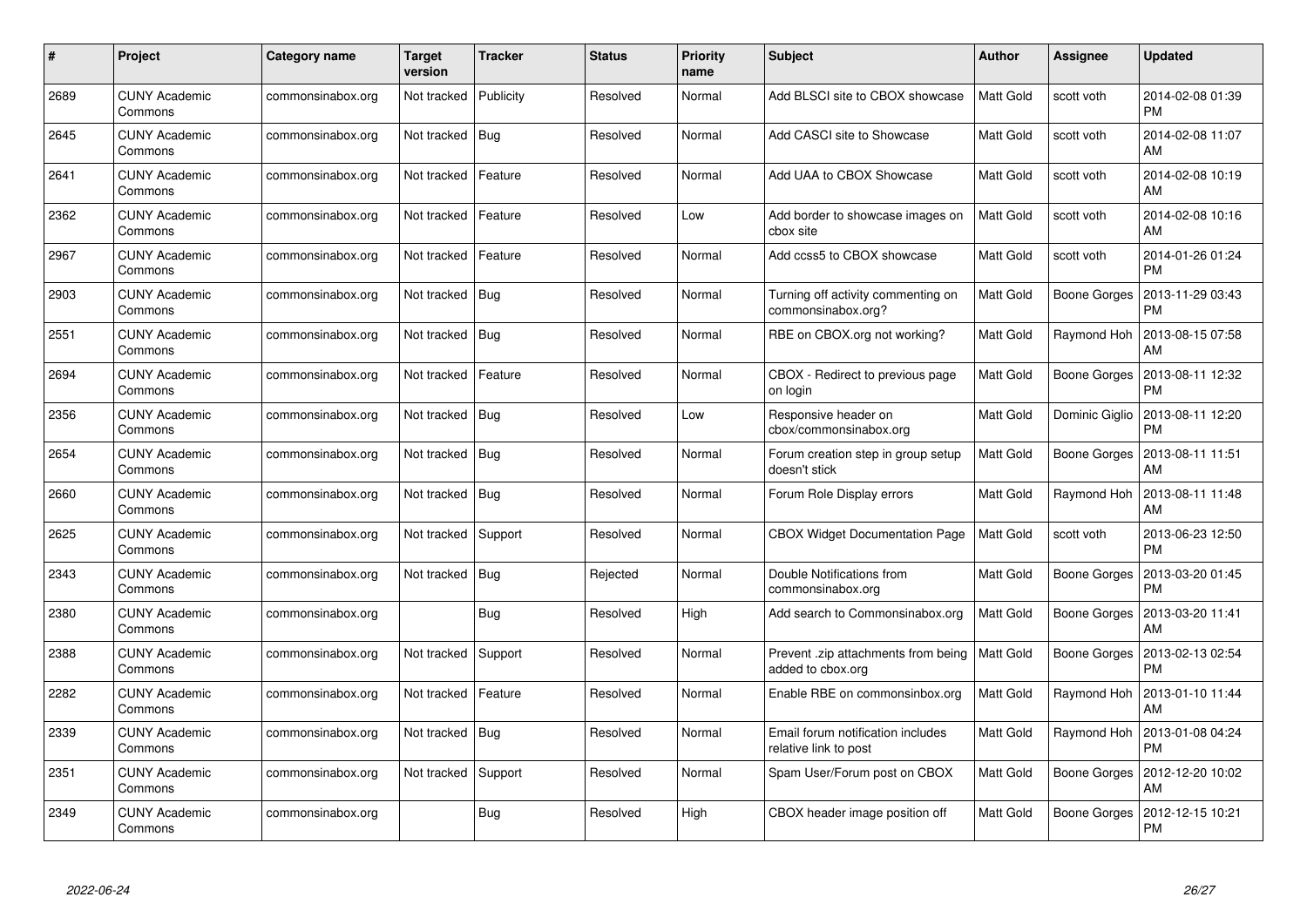| # | Project | Category name | Target version | Tracker | Status | Priority name | Subject | Author | Assignee | Updated |
|---|---|---|---|---|---|---|---|---|---|---|
| 2689 | CUNY Academic Commons | commonsinabox.org | Not tracked | Publicity | Resolved | Normal | Add BLSCI site to CBOX showcase | Matt Gold | scott voth | 2014-02-08 01:39 PM |
| 2645 | CUNY Academic Commons | commonsinabox.org | Not tracked | Bug | Resolved | Normal | Add CASCI site to Showcase | Matt Gold | scott voth | 2014-02-08 11:07 AM |
| 2641 | CUNY Academic Commons | commonsinabox.org | Not tracked | Feature | Resolved | Normal | Add UAA to CBOX Showcase | Matt Gold | scott voth | 2014-02-08 10:19 AM |
| 2362 | CUNY Academic Commons | commonsinabox.org | Not tracked | Feature | Resolved | Low | Add border to showcase images on cbox site | Matt Gold | scott voth | 2014-02-08 10:16 AM |
| 2967 | CUNY Academic Commons | commonsinabox.org | Not tracked | Feature | Resolved | Normal | Add ccss5 to CBOX showcase | Matt Gold | scott voth | 2014-01-26 01:24 PM |
| 2903 | CUNY Academic Commons | commonsinabox.org | Not tracked | Bug | Resolved | Normal | Turning off activity commenting on commonsinabox.org? | Matt Gold | Boone Gorges | 2013-11-29 03:43 PM |
| 2551 | CUNY Academic Commons | commonsinabox.org | Not tracked | Bug | Resolved | Normal | RBE on CBOX.org not working? | Matt Gold | Raymond Hoh | 2013-08-15 07:58 AM |
| 2694 | CUNY Academic Commons | commonsinabox.org | Not tracked | Feature | Resolved | Normal | CBOX - Redirect to previous page on login | Matt Gold | Boone Gorges | 2013-08-11 12:32 PM |
| 2356 | CUNY Academic Commons | commonsinabox.org | Not tracked | Bug | Resolved | Low | Responsive header on cbox/commonsinabox.org | Matt Gold | Dominic Giglio | 2013-08-11 12:20 PM |
| 2654 | CUNY Academic Commons | commonsinabox.org | Not tracked | Bug | Resolved | Normal | Forum creation step in group setup doesn't stick | Matt Gold | Boone Gorges | 2013-08-11 11:51 AM |
| 2660 | CUNY Academic Commons | commonsinabox.org | Not tracked | Bug | Resolved | Normal | Forum Role Display errors | Matt Gold | Raymond Hoh | 2013-08-11 11:48 AM |
| 2625 | CUNY Academic Commons | commonsinabox.org | Not tracked | Support | Resolved | Normal | CBOX Widget Documentation Page | Matt Gold | scott voth | 2013-06-23 12:50 PM |
| 2343 | CUNY Academic Commons | commonsinabox.org | Not tracked | Bug | Rejected | Normal | Double Notifications from commonsinabox.org | Matt Gold | Boone Gorges | 2013-03-20 01:45 PM |
| 2380 | CUNY Academic Commons | commonsinabox.org | | Bug | Resolved | High | Add search to Commonsinabox.org | Matt Gold | Boone Gorges | 2013-03-20 11:41 AM |
| 2388 | CUNY Academic Commons | commonsinabox.org | Not tracked | Support | Resolved | Normal | Prevent .zip attachments from being added to cbox.org | Matt Gold | Boone Gorges | 2013-02-13 02:54 PM |
| 2282 | CUNY Academic Commons | commonsinabox.org | Not tracked | Feature | Resolved | Normal | Enable RBE on commonsinbox.org | Matt Gold | Raymond Hoh | 2013-01-10 11:44 AM |
| 2339 | CUNY Academic Commons | commonsinabox.org | Not tracked | Bug | Resolved | Normal | Email forum notification includes relative link to post | Matt Gold | Raymond Hoh | 2013-01-08 04:24 PM |
| 2351 | CUNY Academic Commons | commonsinabox.org | Not tracked | Support | Resolved | Normal | Spam User/Forum post on CBOX | Matt Gold | Boone Gorges | 2012-12-20 10:02 AM |
| 2349 | CUNY Academic Commons | commonsinabox.org | | Bug | Resolved | High | CBOX header image position off | Matt Gold | Boone Gorges | 2012-12-15 10:21 PM |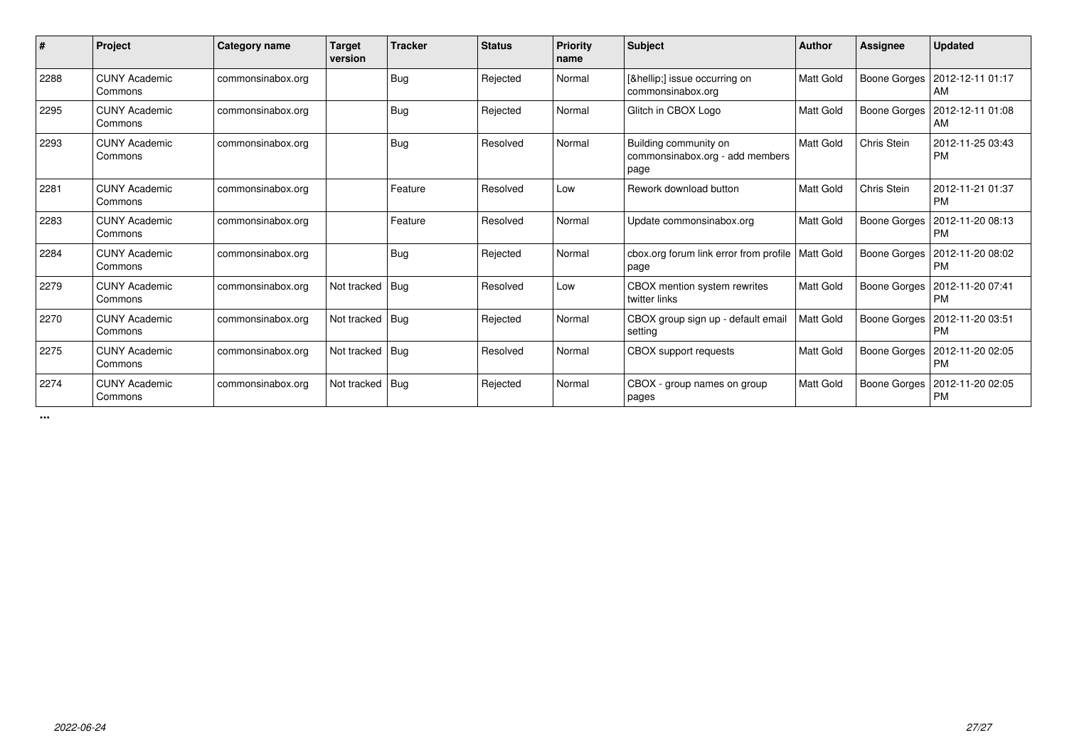| # | Project | Category name | Target version | Tracker | Status | Priority name | Subject | Author | Assignee | Updated |
|---|---|---|---|---|---|---|---|---|---|---|
| 2288 | CUNY Academic Commons | commonsinabox.org | | Bug | Rejected | Normal | [&hellip;] issue occurring on commonsinabox.org | Matt Gold | Boone Gorges | 2012-12-11 01:17 AM |
| 2295 | CUNY Academic Commons | commonsinabox.org | | Bug | Rejected | Normal | Glitch in CBOX Logo | Matt Gold | Boone Gorges | 2012-12-11 01:08 AM |
| 2293 | CUNY Academic Commons | commonsinabox.org | | Bug | Resolved | Normal | Building community on commonsinabox.org - add members page | Matt Gold | Chris Stein | 2012-11-25 03:43 PM |
| 2281 | CUNY Academic Commons | commonsinabox.org | | Feature | Resolved | Low | Rework download button | Matt Gold | Chris Stein | 2012-11-21 01:37 PM |
| 2283 | CUNY Academic Commons | commonsinabox.org | | Feature | Resolved | Normal | Update commonsinabox.org | Matt Gold | Boone Gorges | 2012-11-20 08:13 PM |
| 2284 | CUNY Academic Commons | commonsinabox.org | | Bug | Rejected | Normal | cbox.org forum link error from profile page | Matt Gold | Boone Gorges | 2012-11-20 08:02 PM |
| 2279 | CUNY Academic Commons | commonsinabox.org | Not tracked | Bug | Resolved | Low | CBOX mention system rewrites twitter links | Matt Gold | Boone Gorges | 2012-11-20 07:41 PM |
| 2270 | CUNY Academic Commons | commonsinabox.org | Not tracked | Bug | Rejected | Normal | CBOX group sign up - default email setting | Matt Gold | Boone Gorges | 2012-11-20 03:51 PM |
| 2275 | CUNY Academic Commons | commonsinabox.org | Not tracked | Bug | Resolved | Normal | CBOX support requests | Matt Gold | Boone Gorges | 2012-11-20 02:05 PM |
| 2274 | CUNY Academic Commons | commonsinabox.org | Not tracked | Bug | Rejected | Normal | CBOX - group names on group pages | Matt Gold | Boone Gorges | 2012-11-20 02:05 PM |

...